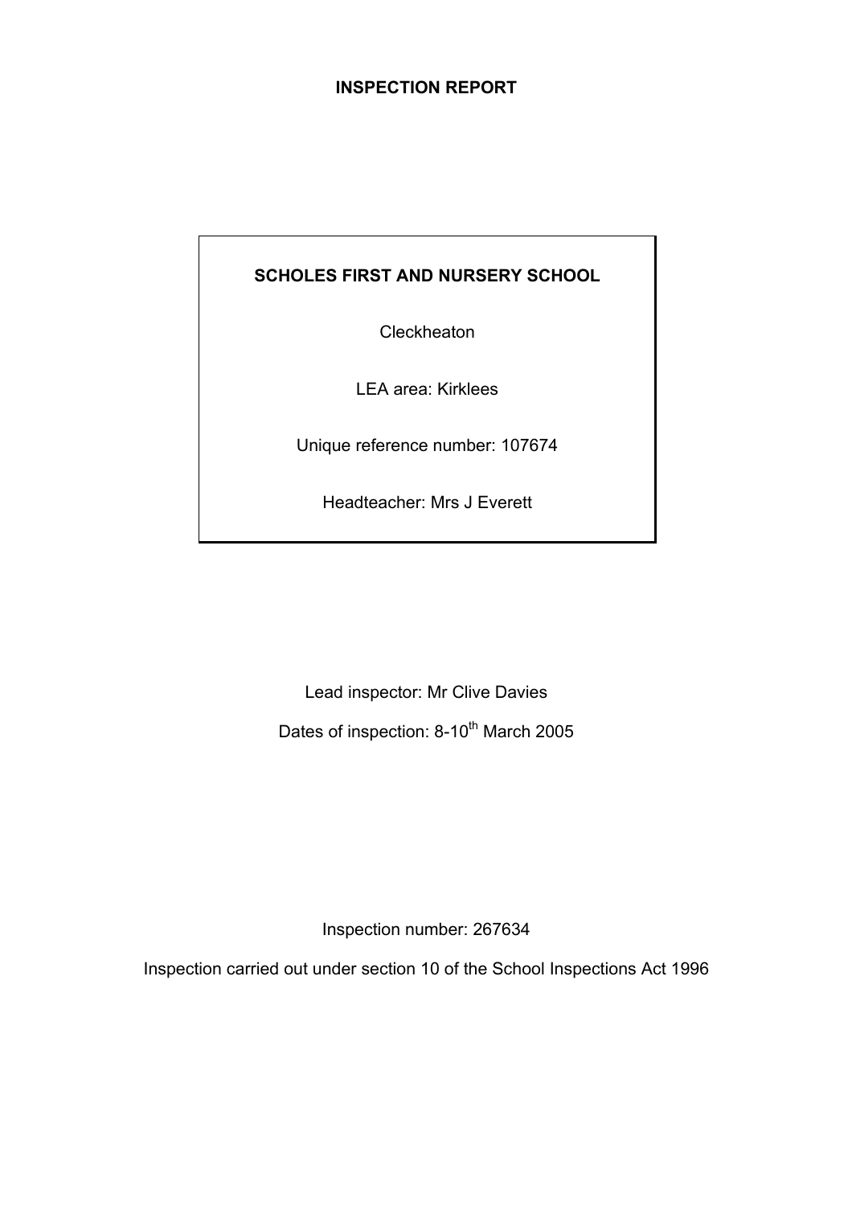# INSPECTION REPORT

**SCHOLES FIRST AND NURSERY SCHOOL**

Cleckheaton

LEA area: Kirklees

Unique reference number: 107674

Headteacher: Mrs J Everett

Lead inspector: Mr Clive Davies

Dates of inspection: 8-10th March 2005

Inspection number: 267634

Inspection carried out under section 10 of the School Inspections Act 1996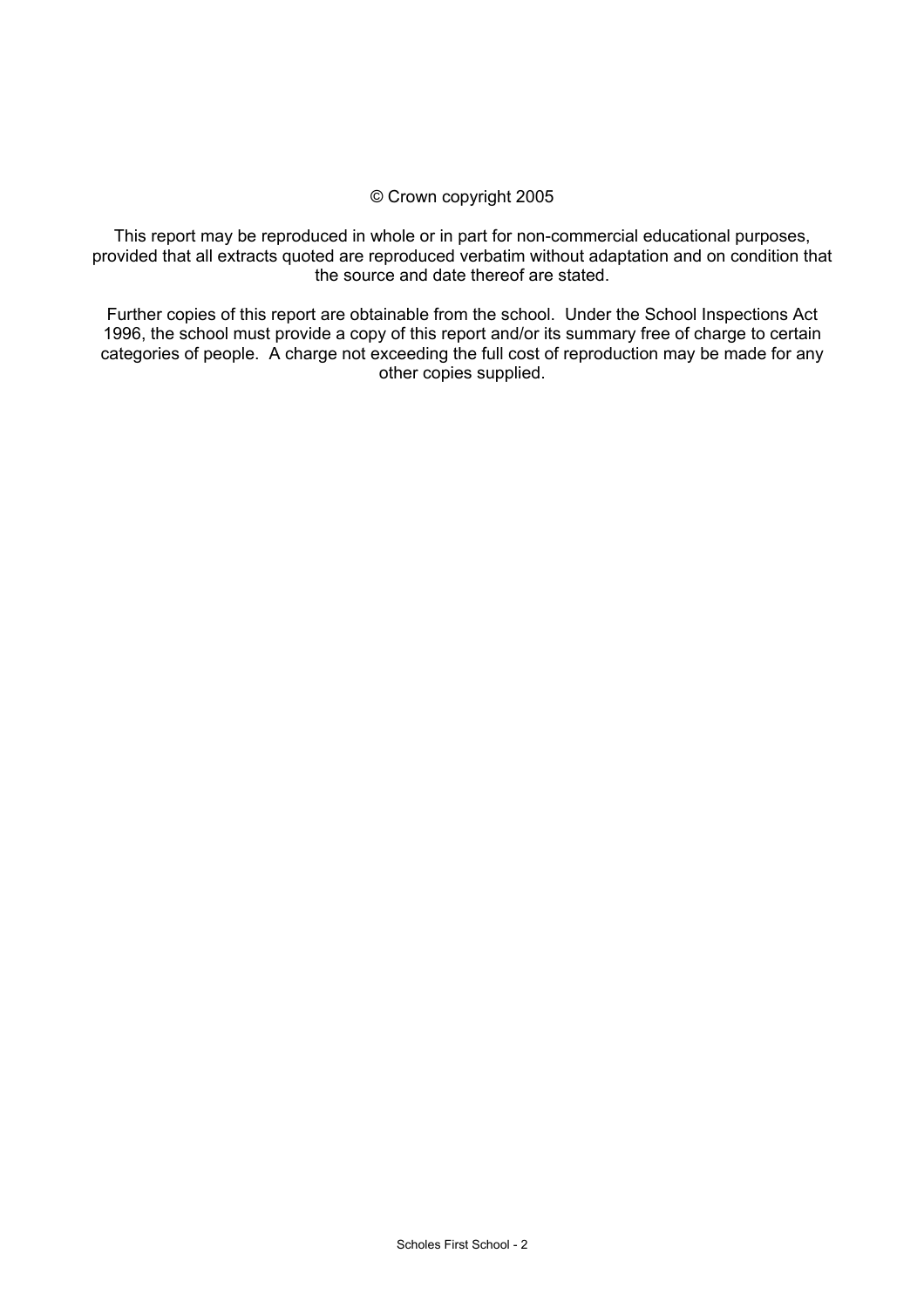© Crown copyright 2005

This report may be reproduced in whole or in part for non-commercial educational purposes, provided that all extracts quoted are reproduced verbatim without adaptation and on condition that the source and date thereof are stated.

Further copies of this report are obtainable from the school. Under the School Inspections Act 1996, the school must provide a copy of this report and/or its summary free of charge to certain categories of people. A charge not exceeding the full cost of reproduction may be made for any other copies supplied.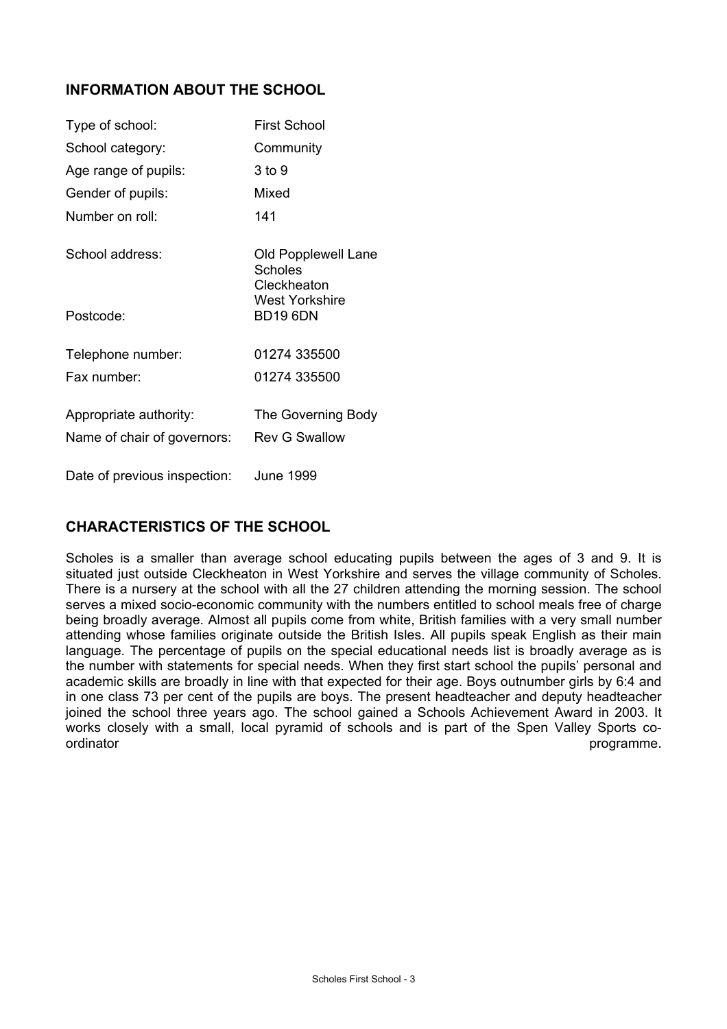## INFORMATION ABOUT THE SCHOOL

| | |
|---|---|
| Type of school: | First School |
| School category: | Community |
| Age range of pupils: | 3 to 9 |
| Gender of pupils: | Mixed |
| Number on roll: | 141 |
| School address: | Old Popplewell Lane<br>Scholes<br>Cleckheaton<br>West Yorkshire |
| Postcode: | BD19 6DN |
| Telephone number: | 01274 335500 |
| Fax number: | 01274 335500 |
| Appropriate authority: | The Governing Body |
| Name of chair of governors: | Rev G Swallow |
| Date of previous inspection: | June 1999 |

## CHARACTERISTICS OF THE SCHOOL

Scholes is a smaller than average school educating pupils between the ages of 3 and 9. It is situated just outside Cleckheaton in West Yorkshire and serves the village community of Scholes. There is a nursery at the school with all the 27 children attending the morning session. The school serves a mixed socio-economic community with the numbers entitled to school meals free of charge being broadly average. Almost all pupils come from white, British families with a very small number attending whose families originate outside the British Isles. All pupils speak English as their main language. The percentage of pupils on the special educational needs list is broadly average as is the number with statements for special needs. When they first start school the pupils' personal and academic skills are broadly in line with that expected for their age. Boys outnumber girls by 6:4 and in one class 73 per cent of the pupils are boys. The present headteacher and deputy headteacher joined the school three years ago. The school gained a Schools Achievement Award in 2003. It works closely with a small, local pyramid of schools and is part of the Spen Valley Sports co-ordinator programme.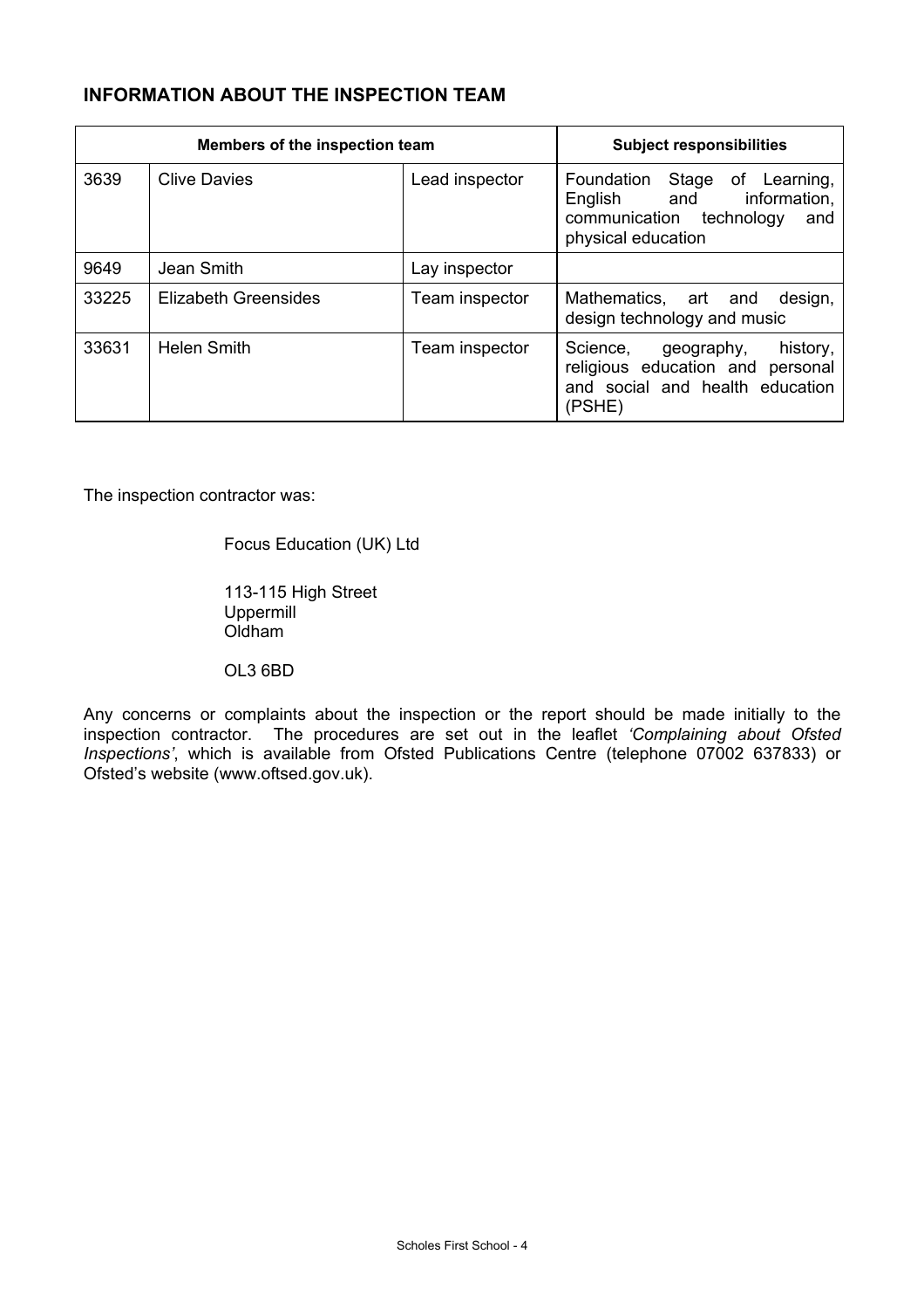## INFORMATION ABOUT THE INSPECTION TEAM

| Members of the inspection team | | | Subject responsibilities |
|---|---|---|---|
| 3639 | Clive Davies | Lead inspector | Foundation Stage of Learning, English and information, communication technology and physical education |
| 9649 | Jean Smith | Lay inspector | |
| 33225 | Elizabeth Greensides | Team inspector | Mathematics, art and design, design technology and music |
| 33631 | Helen Smith | Team inspector | Science, geography, history, religious education and personal and social and health education (PSHE) |

The inspection contractor was:

Focus Education (UK) Ltd

113-115 High Street
Uppermill
Oldham

OL3 6BD

Any concerns or complaints about the inspection or the report should be made initially to the inspection contractor. The procedures are set out in the leaflet *'Complaining about Ofsted Inspections'*, which is available from Ofsted Publications Centre (telephone 07002 637833) or Ofsted's website (www.oftsed.gov.uk).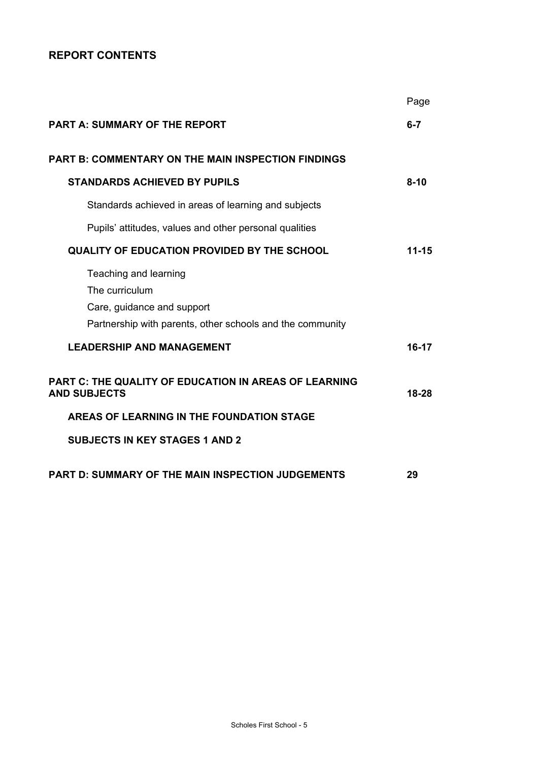## REPORT CONTENTS

| | Page |
|---|---|
| **PART A: SUMMARY OF THE REPORT** | **6-7** |
| **PART B: COMMENTARY ON THE MAIN INSPECTION FINDINGS** | |
| **STANDARDS ACHIEVED BY PUPILS** | **8-10** |
| Standards achieved in areas of learning and subjects | |
| Pupils' attitudes, values and other personal qualities | |
| **QUALITY OF EDUCATION PROVIDED BY THE SCHOOL** | **11-15** |
| Teaching and learning | |
| The curriculum | |
| Care, guidance and support | |
| Partnership with parents, other schools and the community | |
| **LEADERSHIP AND MANAGEMENT** | **16-17** |
| **PART C: THE QUALITY OF EDUCATION IN AREAS OF LEARNING AND SUBJECTS** | **18-28** |
| **AREAS OF LEARNING IN THE FOUNDATION STAGE** | |
| **SUBJECTS IN KEY STAGES 1 AND 2** | |
| **PART D: SUMMARY OF THE MAIN INSPECTION JUDGEMENTS** | **29** |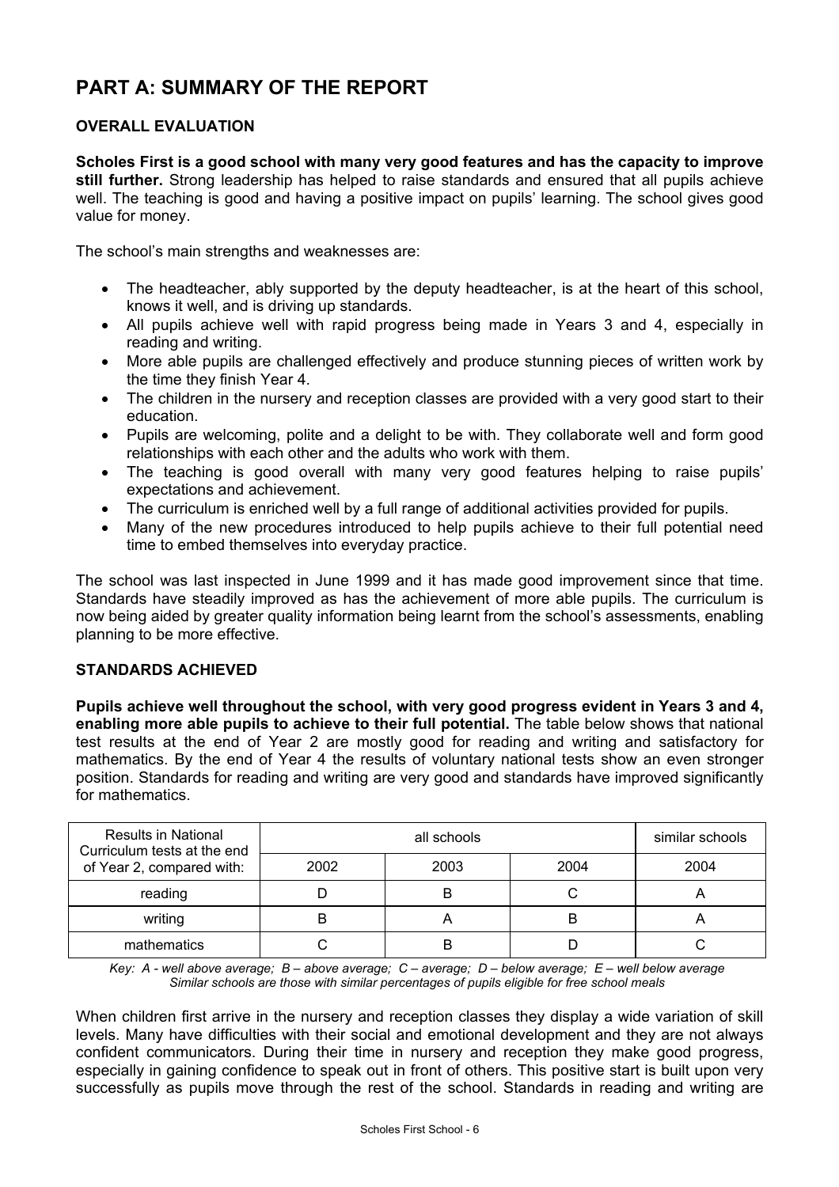# PART A: SUMMARY OF THE REPORT

## OVERALL EVALUATION

**Scholes First is a good school with many very good features and has the capacity to improve still further.** Strong leadership has helped to raise standards and ensured that all pupils achieve well. The teaching is good and having a positive impact on pupils' learning. The school gives good value for money.

The school's main strengths and weaknesses are:

- The headteacher, ably supported by the deputy headteacher, is at the heart of this school, knows it well, and is driving up standards.
- All pupils achieve well with rapid progress being made in Years 3 and 4, especially in reading and writing.
- More able pupils are challenged effectively and produce stunning pieces of written work by the time they finish Year 4.
- The children in the nursery and reception classes are provided with a very good start to their education.
- Pupils are welcoming, polite and a delight to be with. They collaborate well and form good relationships with each other and the adults who work with them.
- The teaching is good overall with many very good features helping to raise pupils' expectations and achievement.
- The curriculum is enriched well by a full range of additional activities provided for pupils.
- Many of the new procedures introduced to help pupils achieve to their full potential need time to embed themselves into everyday practice.

The school was last inspected in June 1999 and it has made good improvement since that time. Standards have steadily improved as has the achievement of more able pupils. The curriculum is now being aided by greater quality information being learnt from the school's assessments, enabling planning to be more effective.

## STANDARDS ACHIEVED

**Pupils achieve well throughout the school, with very good progress evident in Years 3 and 4, enabling more able pupils to achieve to their full potential.** The table below shows that national test results at the end of Year 2 are mostly good for reading and writing and satisfactory for mathematics. By the end of Year 4 the results of voluntary national tests show an even stronger position. Standards for reading and writing are very good and standards have improved significantly for mathematics.

| Results in National Curriculum tests at the end of Year 2, compared with: | all schools | | | similar schools |
|---|---|---|---|---|
| | 2002 | 2003 | 2004 | 2004 |
| reading | D | B | C | A |
| writing | B | A | B | A |
| mathematics | C | B | D | C |

*Key: A - well above average; B – above average; C – average; D – below average; E – well below average*
*Similar schools are those with similar percentages of pupils eligible for free school meals*

When children first arrive in the nursery and reception classes they display a wide variation of skill levels. Many have difficulties with their social and emotional development and they are not always confident communicators. During their time in nursery and reception they make good progress, especially in gaining confidence to speak out in front of others. This positive start is built upon very successfully as pupils move through the rest of the school. Standards in reading and writing are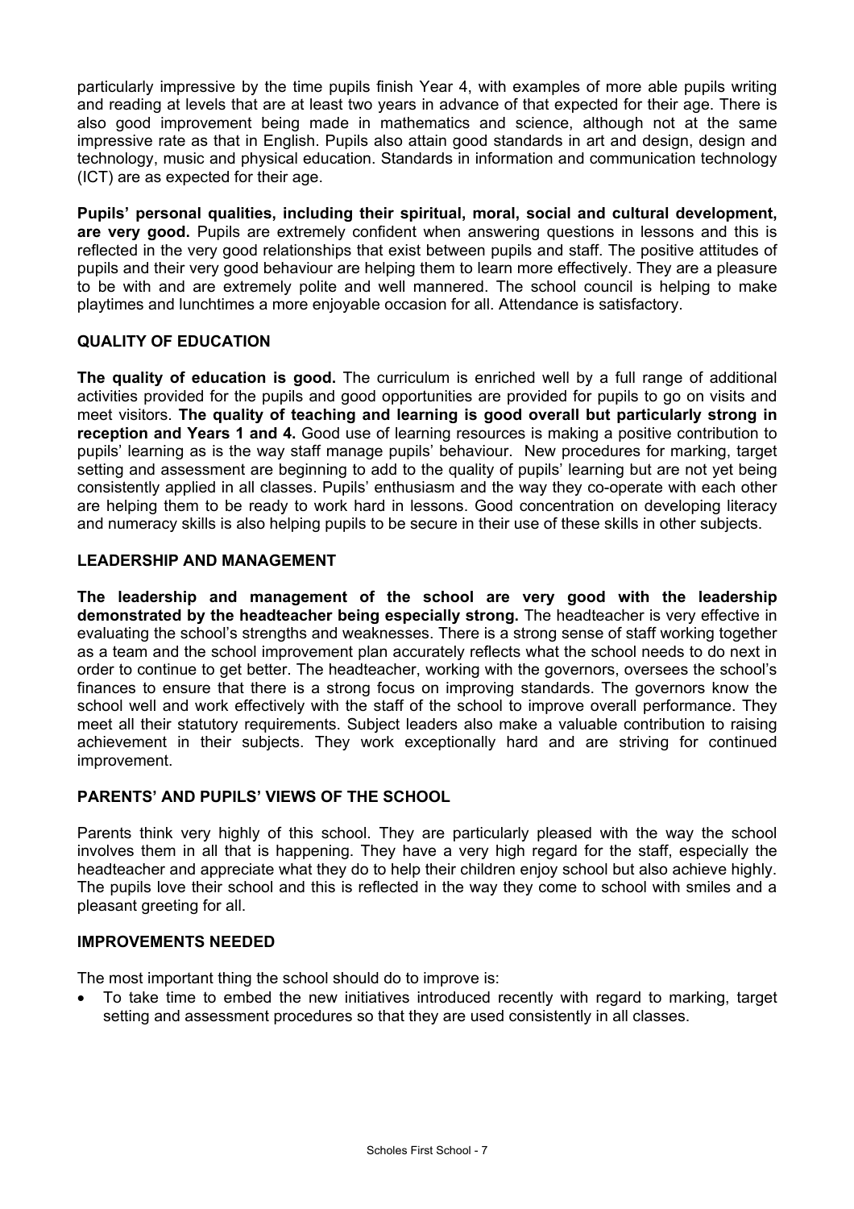particularly impressive by the time pupils finish Year 4, with examples of more able pupils writing and reading at levels that are at least two years in advance of that expected for their age. There is also good improvement being made in mathematics and science, although not at the same impressive rate as that in English. Pupils also attain good standards in art and design, design and technology, music and physical education. Standards in information and communication technology (ICT) are as expected for their age.

**Pupils' personal qualities, including their spiritual, moral, social and cultural development, are very good.** Pupils are extremely confident when answering questions in lessons and this is reflected in the very good relationships that exist between pupils and staff. The positive attitudes of pupils and their very good behaviour are helping them to learn more effectively. They are a pleasure to be with and are extremely polite and well mannered. The school council is helping to make playtimes and lunchtimes a more enjoyable occasion for all. Attendance is satisfactory.

## QUALITY OF EDUCATION

**The quality of education is good.** The curriculum is enriched well by a full range of additional activities provided for the pupils and good opportunities are provided for pupils to go on visits and meet visitors. **The quality of teaching and learning is good overall but particularly strong in reception and Years 1 and 4.** Good use of learning resources is making a positive contribution to pupils' learning as is the way staff manage pupils' behaviour. New procedures for marking, target setting and assessment are beginning to add to the quality of pupils' learning but are not yet being consistently applied in all classes. Pupils' enthusiasm and the way they co-operate with each other are helping them to be ready to work hard in lessons. Good concentration on developing literacy and numeracy skills is also helping pupils to be secure in their use of these skills in other subjects.

## LEADERSHIP AND MANAGEMENT

**The leadership and management of the school are very good with the leadership demonstrated by the headteacher being especially strong.** The headteacher is very effective in evaluating the school's strengths and weaknesses. There is a strong sense of staff working together as a team and the school improvement plan accurately reflects what the school needs to do next in order to continue to get better. The headteacher, working with the governors, oversees the school's finances to ensure that there is a strong focus on improving standards. The governors know the school well and work effectively with the staff of the school to improve overall performance. They meet all their statutory requirements. Subject leaders also make a valuable contribution to raising achievement in their subjects. They work exceptionally hard and are striving for continued improvement.

## PARENTS' AND PUPILS' VIEWS OF THE SCHOOL

Parents think very highly of this school. They are particularly pleased with the way the school involves them in all that is happening. They have a very high regard for the staff, especially the headteacher and appreciate what they do to help their children enjoy school but also achieve highly. The pupils love their school and this is reflected in the way they come to school with smiles and a pleasant greeting for all.

## IMPROVEMENTS NEEDED

The most important thing the school should do to improve is:

- To take time to embed the new initiatives introduced recently with regard to marking, target setting and assessment procedures so that they are used consistently in all classes.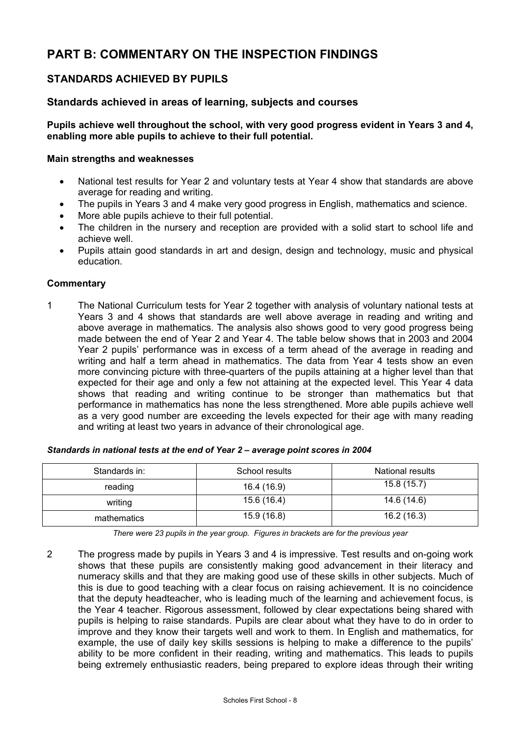# PART B: COMMENTARY ON THE INSPECTION FINDINGS

## STANDARDS ACHIEVED BY PUPILS

### Standards achieved in areas of learning, subjects and courses

**Pupils achieve well throughout the school, with very good progress evident in Years 3 and 4, enabling more able pupils to achieve to their full potential.**

**Main strengths and weaknesses**

- National test results for Year 2 and voluntary tests at Year 4 show that standards are above average for reading and writing.
- The pupils in Years 3 and 4 make very good progress in English, mathematics and science.
- More able pupils achieve to their full potential.
- The children in the nursery and reception are provided with a solid start to school life and achieve well.
- Pupils attain good standards in art and design, design and technology, music and physical education.

**Commentary**

1 The National Curriculum tests for Year 2 together with analysis of voluntary national tests at Years 3 and 4 shows that standards are well above average in reading and writing and above average in mathematics. The analysis also shows good to very good progress being made between the end of Year 2 and Year 4. The table below shows that in 2003 and 2004 Year 2 pupils' performance was in excess of a term ahead of the average in reading and writing and half a term ahead in mathematics. The data from Year 4 tests show an even more convincing picture with three-quarters of the pupils attaining at a higher level than that expected for their age and only a few not attaining at the expected level. This Year 4 data shows that reading and writing continue to be stronger than mathematics but that performance in mathematics has none the less strengthened. More able pupils achieve well as a very good number are exceeding the levels expected for their age with many reading and writing at least two years in advance of their chronological age.

***Standards in national tests at the end of Year 2 – average point scores in 2004***

| Standards in: | School results | National results |
|---|---|---|
| reading | 16.4 (16.9) | 15.8 (15.7) |
| writing | 15.6 (16.4) | 14.6 (14.6) |
| mathematics | 15.9 (16.8) | 16.2 (16.3) |

*There were 23 pupils in the year group. Figures in brackets are for the previous year*

2 The progress made by pupils in Years 3 and 4 is impressive. Test results and on-going work shows that these pupils are consistently making good advancement in their literacy and numeracy skills and that they are making good use of these skills in other subjects. Much of this is due to good teaching with a clear focus on raising achievement. It is no coincidence that the deputy headteacher, who is leading much of the learning and achievement focus, is the Year 4 teacher. Rigorous assessment, followed by clear expectations being shared with pupils is helping to raise standards. Pupils are clear about what they have to do in order to improve and they know their targets well and work to them. In English and mathematics, for example, the use of daily key skills sessions is helping to make a difference to the pupils' ability to be more confident in their reading, writing and mathematics. This leads to pupils being extremely enthusiastic readers, being prepared to explore ideas through their writing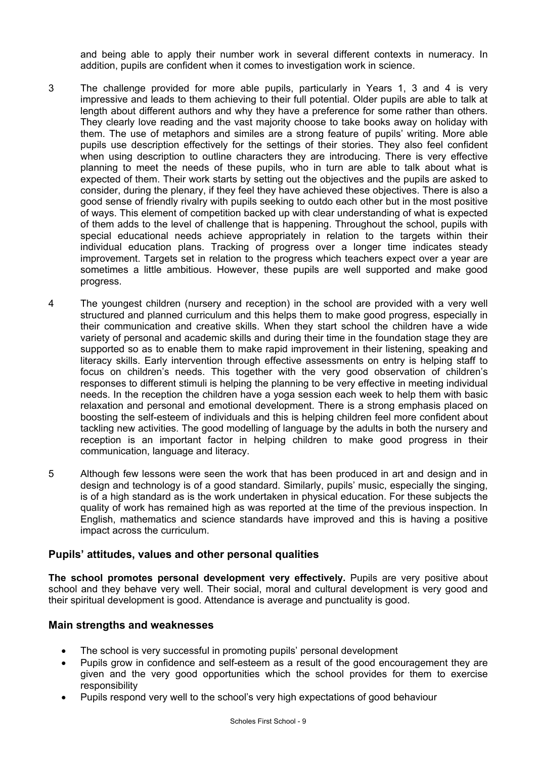and being able to apply their number work in several different contexts in numeracy. In addition, pupils are confident when it comes to investigation work in science.

3 The challenge provided for more able pupils, particularly in Years 1, 3 and 4 is very impressive and leads to them achieving to their full potential. Older pupils are able to talk at length about different authors and why they have a preference for some rather than others. They clearly love reading and the vast majority choose to take books away on holiday with them. The use of metaphors and similes are a strong feature of pupils' writing. More able pupils use description effectively for the settings of their stories. They also feel confident when using description to outline characters they are introducing. There is very effective planning to meet the needs of these pupils, who in turn are able to talk about what is expected of them. Their work starts by setting out the objectives and the pupils are asked to consider, during the plenary, if they feel they have achieved these objectives. There is also a good sense of friendly rivalry with pupils seeking to outdo each other but in the most positive of ways. This element of competition backed up with clear understanding of what is expected of them adds to the level of challenge that is happening. Throughout the school, pupils with special educational needs achieve appropriately in relation to the targets within their individual education plans. Tracking of progress over a longer time indicates steady improvement. Targets set in relation to the progress which teachers expect over a year are sometimes a little ambitious. However, these pupils are well supported and make good progress.

4 The youngest children (nursery and reception) in the school are provided with a very well structured and planned curriculum and this helps them to make good progress, especially in their communication and creative skills. When they start school the children have a wide variety of personal and academic skills and during their time in the foundation stage they are supported so as to enable them to make rapid improvement in their listening, speaking and literacy skills. Early intervention through effective assessments on entry is helping staff to focus on children's needs. This together with the very good observation of children's responses to different stimuli is helping the planning to be very effective in meeting individual needs. In the reception the children have a yoga session each week to help them with basic relaxation and personal and emotional development. There is a strong emphasis placed on boosting the self-esteem of individuals and this is helping children feel more confident about tackling new activities. The good modelling of language by the adults in both the nursery and reception is an important factor in helping children to make good progress in their communication, language and literacy.

5 Although few lessons were seen the work that has been produced in art and design and in design and technology is of a good standard. Similarly, pupils' music, especially the singing, is of a high standard as is the work undertaken in physical education. For these subjects the quality of work has remained high as was reported at the time of the previous inspection. In English, mathematics and science standards have improved and this is having a positive impact across the curriculum.

## Pupils' attitudes, values and other personal qualities

**The school promotes personal development very effectively.** Pupils are very positive about school and they behave very well. Their social, moral and cultural development is very good and their spiritual development is good. Attendance is average and punctuality is good.

### Main strengths and weaknesses

- The school is very successful in promoting pupils' personal development
- Pupils grow in confidence and self-esteem as a result of the good encouragement they are given and the very good opportunities which the school provides for them to exercise responsibility
- Pupils respond very well to the school's very high expectations of good behaviour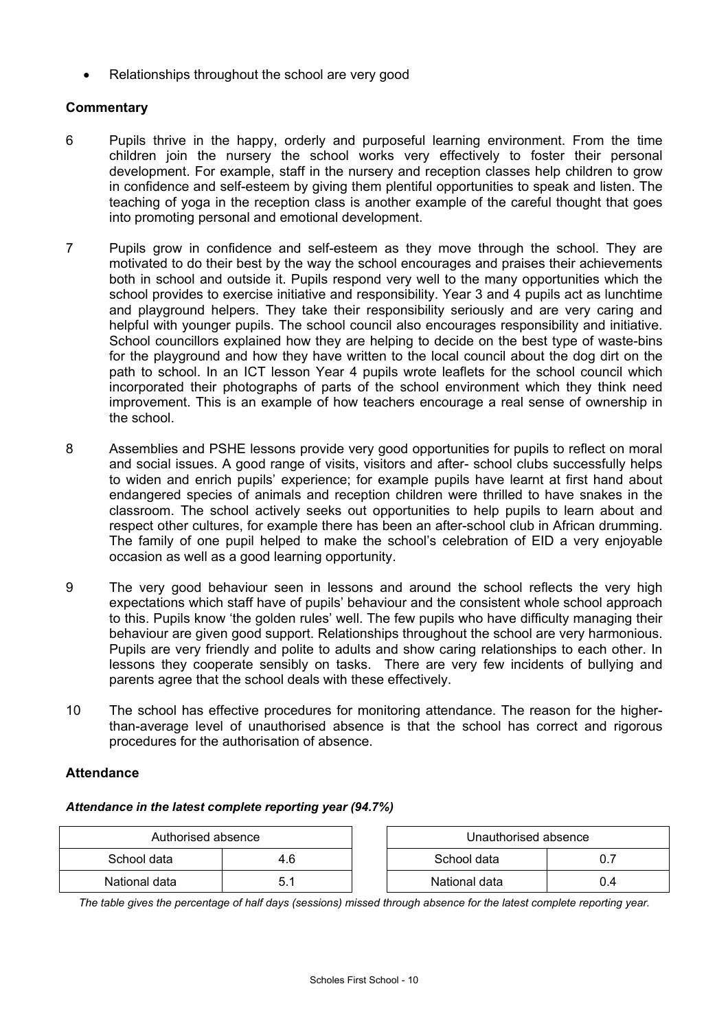- Relationships throughout the school are very good

**Commentary**

6 Pupils thrive in the happy, orderly and purposeful learning environment. From the time children join the nursery the school works very effectively to foster their personal development. For example, staff in the nursery and reception classes help children to grow in confidence and self-esteem by giving them plentiful opportunities to speak and listen. The teaching of yoga in the reception class is another example of the careful thought that goes into promoting personal and emotional development.

7 Pupils grow in confidence and self-esteem as they move through the school. They are motivated to do their best by the way the school encourages and praises their achievements both in school and outside it. Pupils respond very well to the many opportunities which the school provides to exercise initiative and responsibility. Year 3 and 4 pupils act as lunchtime and playground helpers. They take their responsibility seriously and are very caring and helpful with younger pupils. The school council also encourages responsibility and initiative. School councillors explained how they are helping to decide on the best type of waste-bins for the playground and how they have written to the local council about the dog dirt on the path to school. In an ICT lesson Year 4 pupils wrote leaflets for the school council which incorporated their photographs of parts of the school environment which they think need improvement. This is an example of how teachers encourage a real sense of ownership in the school.

8 Assemblies and PSHE lessons provide very good opportunities for pupils to reflect on moral and social issues. A good range of visits, visitors and after- school clubs successfully helps to widen and enrich pupils' experience; for example pupils have learnt at first hand about endangered species of animals and reception children were thrilled to have snakes in the classroom. The school actively seeks out opportunities to help pupils to learn about and respect other cultures, for example there has been an after-school club in African drumming. The family of one pupil helped to make the school's celebration of EID a very enjoyable occasion as well as a good learning opportunity.

9 The very good behaviour seen in lessons and around the school reflects the very high expectations which staff have of pupils' behaviour and the consistent whole school approach to this. Pupils know 'the golden rules' well. The few pupils who have difficulty managing their behaviour are given good support. Relationships throughout the school are very harmonious. Pupils are very friendly and polite to adults and show caring relationships to each other. In lessons they cooperate sensibly on tasks. There are very few incidents of bullying and parents agree that the school deals with these effectively.

10 The school has effective procedures for monitoring attendance. The reason for the higher-than-average level of unauthorised absence is that the school has correct and rigorous procedures for the authorisation of absence.

**Attendance**

***Attendance in the latest complete reporting year (94.7%)***

| Authorised absence | |
|---|---|
| School data | 4.6 |
| National data | 5.1 |

| Unauthorised absence | |
|---|---|
| School data | 0.7 |
| National data | 0.4 |

*The table gives the percentage of half days (sessions) missed through absence for the latest complete reporting year.*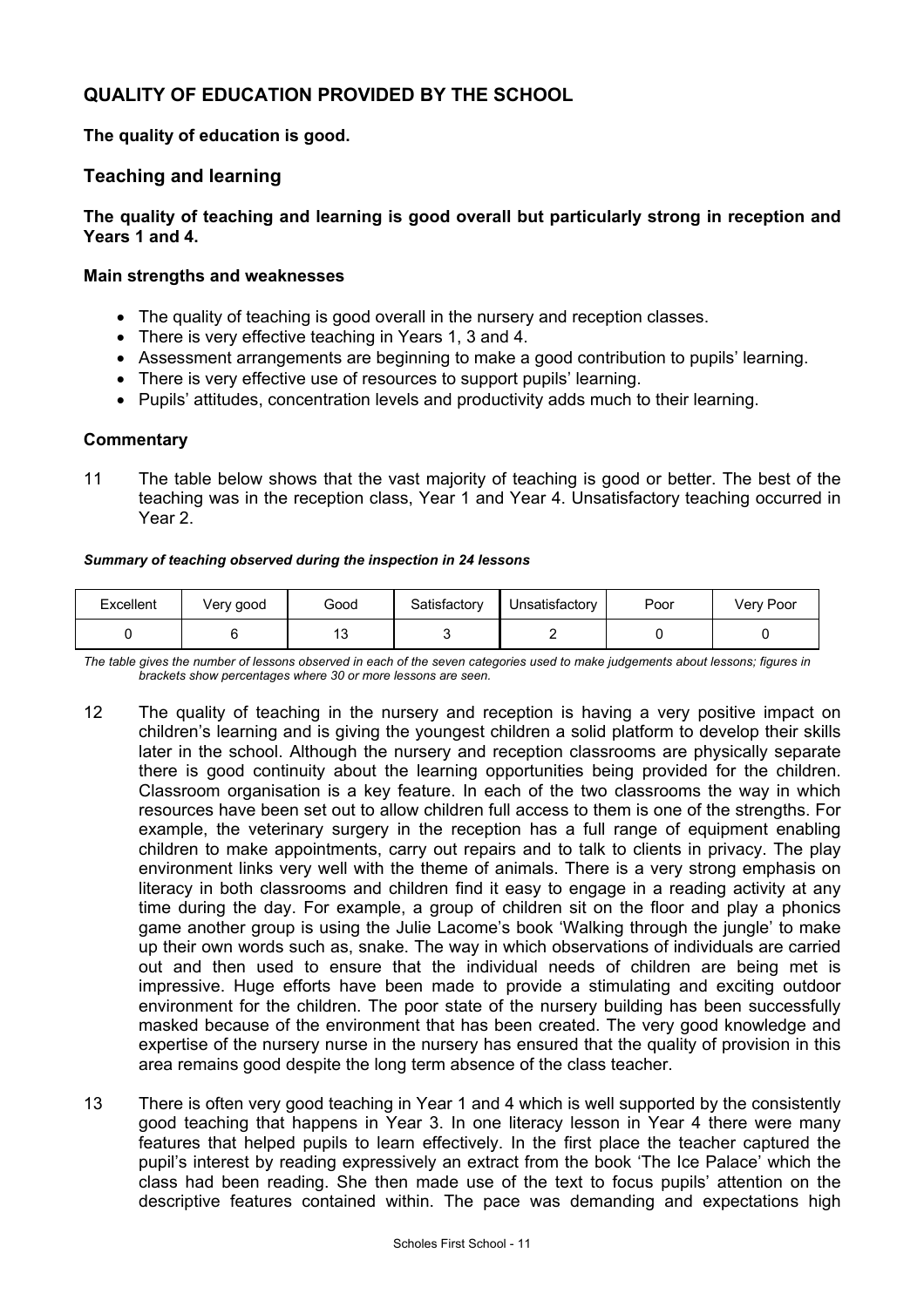## QUALITY OF EDUCATION PROVIDED BY THE SCHOOL

**The quality of education is good.**

### Teaching and learning

**The quality of teaching and learning is good overall but particularly strong in reception and Years 1 and 4.**

**Main strengths and weaknesses**

- The quality of teaching is good overall in the nursery and reception classes.
- There is very effective teaching in Years 1, 3 and 4.
- Assessment arrangements are beginning to make a good contribution to pupils' learning.
- There is very effective use of resources to support pupils' learning.
- Pupils' attitudes, concentration levels and productivity adds much to their learning.

**Commentary**

11 The table below shows that the vast majority of teaching is good or better. The best of the teaching was in the reception class, Year 1 and Year 4. Unsatisfactory teaching occurred in Year 2.

***Summary of teaching observed during the inspection in 24 lessons***

| Excellent | Very good | Good | Satisfactory | Unsatisfactory | Poor | Very Poor |
|---|---|---|---|---|---|---|
| 0 | 6 | 13 | 3 | 2 | 0 | 0 |

*The table gives the number of lessons observed in each of the seven categories used to make judgements about lessons; figures in brackets show percentages where 30 or more lessons are seen.*

12 The quality of teaching in the nursery and reception is having a very positive impact on children's learning and is giving the youngest children a solid platform to develop their skills later in the school. Although the nursery and reception classrooms are physically separate there is good continuity about the learning opportunities being provided for the children. Classroom organisation is a key feature. In each of the two classrooms the way in which resources have been set out to allow children full access to them is one of the strengths. For example, the veterinary surgery in the reception has a full range of equipment enabling children to make appointments, carry out repairs and to talk to clients in privacy. The play environment links very well with the theme of animals. There is a very strong emphasis on literacy in both classrooms and children find it easy to engage in a reading activity at any time during the day. For example, a group of children sit on the floor and play a phonics game another group is using the Julie Lacome's book 'Walking through the jungle' to make up their own words such as, snake. The way in which observations of individuals are carried out and then used to ensure that the individual needs of children are being met is impressive. Huge efforts have been made to provide a stimulating and exciting outdoor environment for the children. The poor state of the nursery building has been successfully masked because of the environment that has been created. The very good knowledge and expertise of the nursery nurse in the nursery has ensured that the quality of provision in this area remains good despite the long term absence of the class teacher.

13 There is often very good teaching in Year 1 and 4 which is well supported by the consistently good teaching that happens in Year 3. In one literacy lesson in Year 4 there were many features that helped pupils to learn effectively. In the first place the teacher captured the pupil's interest by reading expressively an extract from the book 'The Ice Palace' which the class had been reading. She then made use of the text to focus pupils' attention on the descriptive features contained within. The pace was demanding and expectations high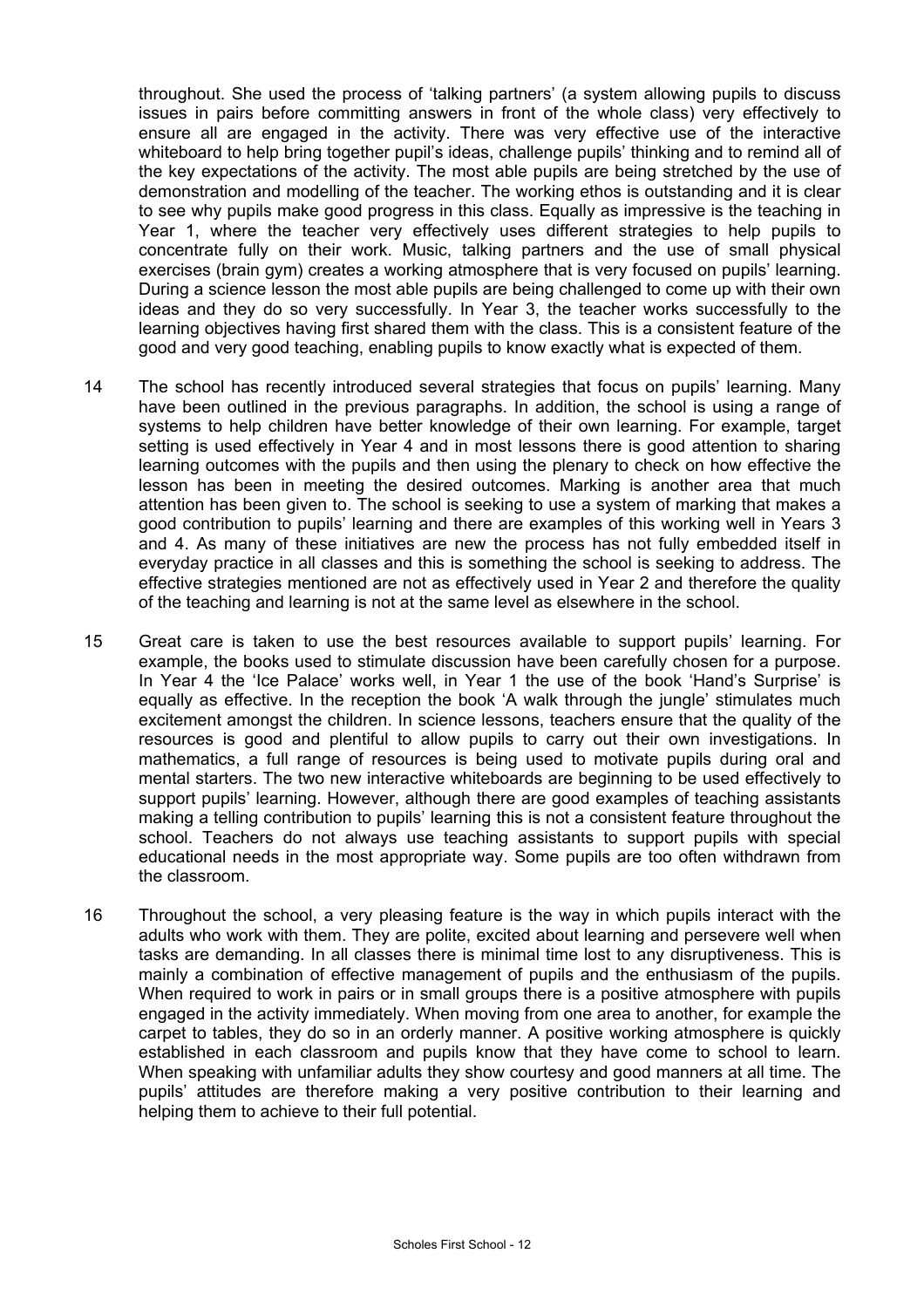throughout. She used the process of 'talking partners' (a system allowing pupils to discuss issues in pairs before committing answers in front of the whole class) very effectively to ensure all are engaged in the activity. There was very effective use of the interactive whiteboard to help bring together pupil's ideas, challenge pupils' thinking and to remind all of the key expectations of the activity. The most able pupils are being stretched by the use of demonstration and modelling of the teacher. The working ethos is outstanding and it is clear to see why pupils make good progress in this class. Equally as impressive is the teaching in Year 1, where the teacher very effectively uses different strategies to help pupils to concentrate fully on their work. Music, talking partners and the use of small physical exercises (brain gym) creates a working atmosphere that is very focused on pupils' learning. During a science lesson the most able pupils are being challenged to come up with their own ideas and they do so very successfully. In Year 3, the teacher works successfully to the learning objectives having first shared them with the class. This is a consistent feature of the good and very good teaching, enabling pupils to know exactly what is expected of them.

14 The school has recently introduced several strategies that focus on pupils' learning. Many have been outlined in the previous paragraphs. In addition, the school is using a range of systems to help children have better knowledge of their own learning. For example, target setting is used effectively in Year 4 and in most lessons there is good attention to sharing learning outcomes with the pupils and then using the plenary to check on how effective the lesson has been in meeting the desired outcomes. Marking is another area that much attention has been given to. The school is seeking to use a system of marking that makes a good contribution to pupils' learning and there are examples of this working well in Years 3 and 4. As many of these initiatives are new the process has not fully embedded itself in everyday practice in all classes and this is something the school is seeking to address. The effective strategies mentioned are not as effectively used in Year 2 and therefore the quality of the teaching and learning is not at the same level as elsewhere in the school.

15 Great care is taken to use the best resources available to support pupils' learning. For example, the books used to stimulate discussion have been carefully chosen for a purpose. In Year 4 the 'Ice Palace' works well, in Year 1 the use of the book 'Hand's Surprise' is equally as effective. In the reception the book 'A walk through the jungle' stimulates much excitement amongst the children. In science lessons, teachers ensure that the quality of the resources is good and plentiful to allow pupils to carry out their own investigations. In mathematics, a full range of resources is being used to motivate pupils during oral and mental starters. The two new interactive whiteboards are beginning to be used effectively to support pupils' learning. However, although there are good examples of teaching assistants making a telling contribution to pupils' learning this is not a consistent feature throughout the school. Teachers do not always use teaching assistants to support pupils with special educational needs in the most appropriate way. Some pupils are too often withdrawn from the classroom.

16 Throughout the school, a very pleasing feature is the way in which pupils interact with the adults who work with them. They are polite, excited about learning and persevere well when tasks are demanding. In all classes there is minimal time lost to any disruptiveness. This is mainly a combination of effective management of pupils and the enthusiasm of the pupils. When required to work in pairs or in small groups there is a positive atmosphere with pupils engaged in the activity immediately. When moving from one area to another, for example the carpet to tables, they do so in an orderly manner. A positive working atmosphere is quickly established in each classroom and pupils know that they have come to school to learn. When speaking with unfamiliar adults they show courtesy and good manners at all time. The pupils' attitudes are therefore making a very positive contribution to their learning and helping them to achieve to their full potential.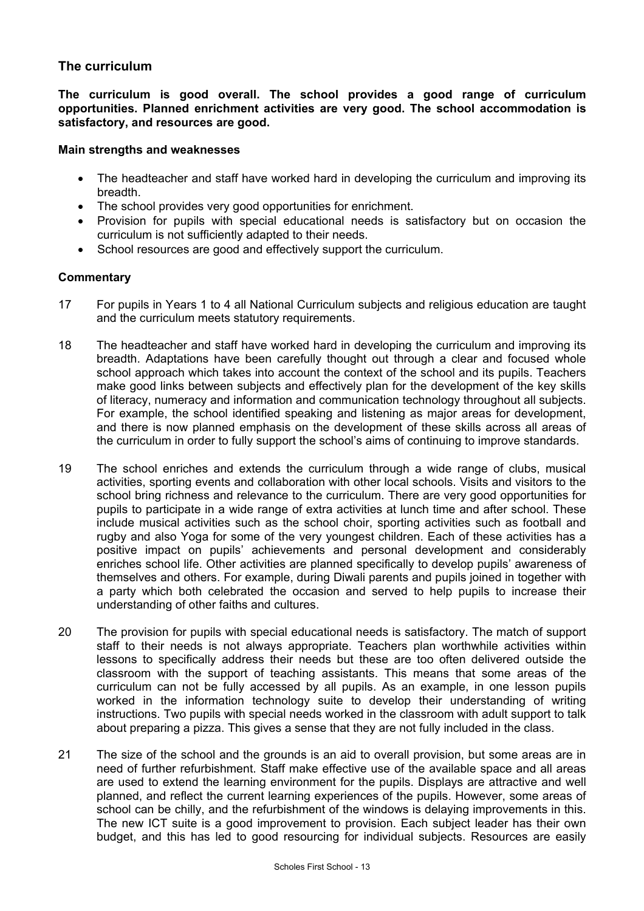## The curriculum

**The curriculum is good overall. The school provides a good range of curriculum opportunities. Planned enrichment activities are very good. The school accommodation is satisfactory, and resources are good.**

**Main strengths and weaknesses**

- The headteacher and staff have worked hard in developing the curriculum and improving its breadth.
- The school provides very good opportunities for enrichment.
- Provision for pupils with special educational needs is satisfactory but on occasion the curriculum is not sufficiently adapted to their needs.
- School resources are good and effectively support the curriculum.

**Commentary**

17 For pupils in Years 1 to 4 all National Curriculum subjects and religious education are taught and the curriculum meets statutory requirements.

18 The headteacher and staff have worked hard in developing the curriculum and improving its breadth. Adaptations have been carefully thought out through a clear and focused whole school approach which takes into account the context of the school and its pupils. Teachers make good links between subjects and effectively plan for the development of the key skills of literacy, numeracy and information and communication technology throughout all subjects. For example, the school identified speaking and listening as major areas for development, and there is now planned emphasis on the development of these skills across all areas of the curriculum in order to fully support the school's aims of continuing to improve standards.

19 The school enriches and extends the curriculum through a wide range of clubs, musical activities, sporting events and collaboration with other local schools. Visits and visitors to the school bring richness and relevance to the curriculum. There are very good opportunities for pupils to participate in a wide range of extra activities at lunch time and after school. These include musical activities such as the school choir, sporting activities such as football and rugby and also Yoga for some of the very youngest children. Each of these activities has a positive impact on pupils' achievements and personal development and considerably enriches school life. Other activities are planned specifically to develop pupils' awareness of themselves and others. For example, during Diwali parents and pupils joined in together with a party which both celebrated the occasion and served to help pupils to increase their understanding of other faiths and cultures.

20 The provision for pupils with special educational needs is satisfactory. The match of support staff to their needs is not always appropriate. Teachers plan worthwhile activities within lessons to specifically address their needs but these are too often delivered outside the classroom with the support of teaching assistants. This means that some areas of the curriculum can not be fully accessed by all pupils. As an example, in one lesson pupils worked in the information technology suite to develop their understanding of writing instructions. Two pupils with special needs worked in the classroom with adult support to talk about preparing a pizza. This gives a sense that they are not fully included in the class.

21 The size of the school and the grounds is an aid to overall provision, but some areas are in need of further refurbishment. Staff make effective use of the available space and all areas are used to extend the learning environment for the pupils. Displays are attractive and well planned, and reflect the current learning experiences of the pupils. However, some areas of school can be chilly, and the refurbishment of the windows is delaying improvements in this. The new ICT suite is a good improvement to provision. Each subject leader has their own budget, and this has led to good resourcing for individual subjects. Resources are easily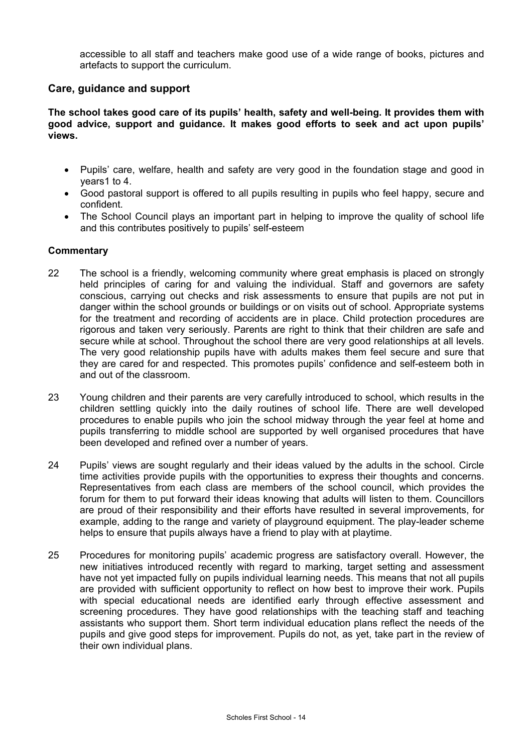accessible to all staff and teachers make good use of a wide range of books, pictures and artefacts to support the curriculum.

## Care, guidance and support

**The school takes good care of its pupils' health, safety and well-being. It provides them with good advice, support and guidance. It makes good efforts to seek and act upon pupils' views.**

- Pupils' care, welfare, health and safety are very good in the foundation stage and good in years1 to 4.
- Good pastoral support is offered to all pupils resulting in pupils who feel happy, secure and confident.
- The School Council plays an important part in helping to improve the quality of school life and this contributes positively to pupils' self-esteem

### Commentary

22 The school is a friendly, welcoming community where great emphasis is placed on strongly held principles of caring for and valuing the individual. Staff and governors are safety conscious, carrying out checks and risk assessments to ensure that pupils are not put in danger within the school grounds or buildings or on visits out of school. Appropriate systems for the treatment and recording of accidents are in place. Child protection procedures are rigorous and taken very seriously. Parents are right to think that their children are safe and secure while at school. Throughout the school there are very good relationships at all levels. The very good relationship pupils have with adults makes them feel secure and sure that they are cared for and respected. This promotes pupils' confidence and self-esteem both in and out of the classroom.

23 Young children and their parents are very carefully introduced to school, which results in the children settling quickly into the daily routines of school life. There are well developed procedures to enable pupils who join the school midway through the year feel at home and pupils transferring to middle school are supported by well organised procedures that have been developed and refined over a number of years.

24 Pupils' views are sought regularly and their ideas valued by the adults in the school. Circle time activities provide pupils with the opportunities to express their thoughts and concerns. Representatives from each class are members of the school council, which provides the forum for them to put forward their ideas knowing that adults will listen to them. Councillors are proud of their responsibility and their efforts have resulted in several improvements, for example, adding to the range and variety of playground equipment. The play-leader scheme helps to ensure that pupils always have a friend to play with at playtime.

25 Procedures for monitoring pupils' academic progress are satisfactory overall. However, the new initiatives introduced recently with regard to marking, target setting and assessment have not yet impacted fully on pupils individual learning needs. This means that not all pupils are provided with sufficient opportunity to reflect on how best to improve their work. Pupils with special educational needs are identified early through effective assessment and screening procedures. They have good relationships with the teaching staff and teaching assistants who support them. Short term individual education plans reflect the needs of the pupils and give good steps for improvement. Pupils do not, as yet, take part in the review of their own individual plans.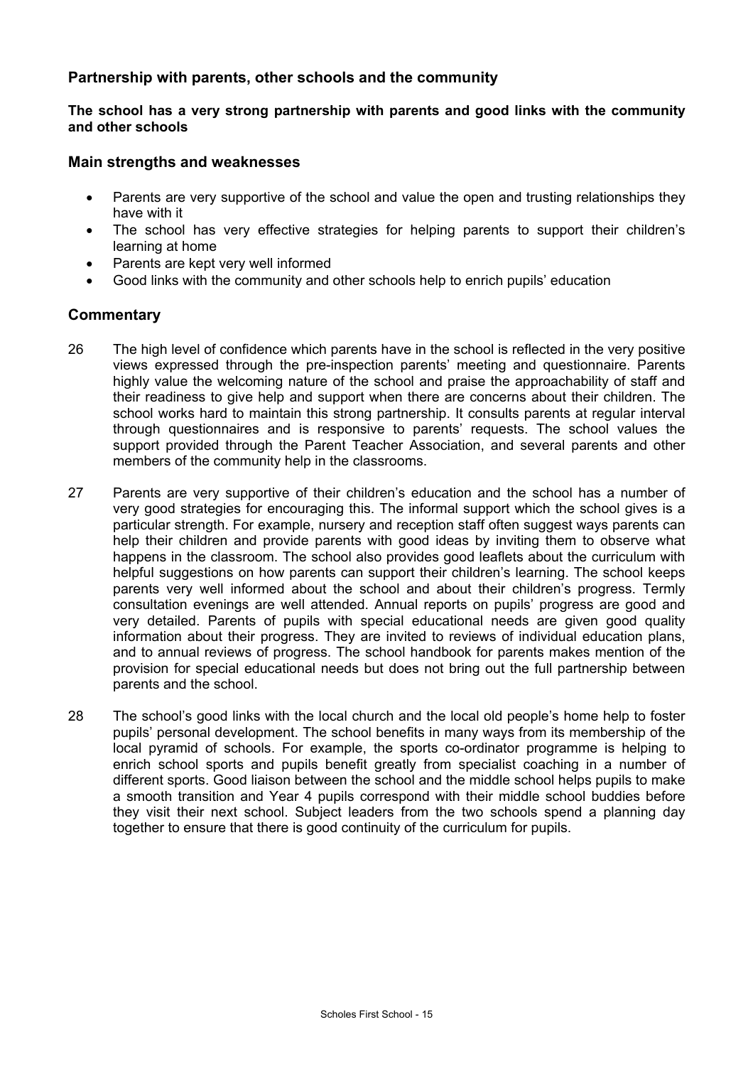## Partnership with parents, other schools and the community

**The school has a very strong partnership with parents and good links with the community and other schools**

### Main strengths and weaknesses

- Parents are very supportive of the school and value the open and trusting relationships they have with it
- The school has very effective strategies for helping parents to support their children's learning at home
- Parents are kept very well informed
- Good links with the community and other schools help to enrich pupils' education

### Commentary

26 The high level of confidence which parents have in the school is reflected in the very positive views expressed through the pre-inspection parents' meeting and questionnaire. Parents highly value the welcoming nature of the school and praise the approachability of staff and their readiness to give help and support when there are concerns about their children. The school works hard to maintain this strong partnership. It consults parents at regular interval through questionnaires and is responsive to parents' requests. The school values the support provided through the Parent Teacher Association, and several parents and other members of the community help in the classrooms.

27 Parents are very supportive of their children's education and the school has a number of very good strategies for encouraging this. The informal support which the school gives is a particular strength. For example, nursery and reception staff often suggest ways parents can help their children and provide parents with good ideas by inviting them to observe what happens in the classroom. The school also provides good leaflets about the curriculum with helpful suggestions on how parents can support their children's learning. The school keeps parents very well informed about the school and about their children's progress. Termly consultation evenings are well attended. Annual reports on pupils' progress are good and very detailed. Parents of pupils with special educational needs are given good quality information about their progress. They are invited to reviews of individual education plans, and to annual reviews of progress. The school handbook for parents makes mention of the provision for special educational needs but does not bring out the full partnership between parents and the school.

28 The school's good links with the local church and the local old people's home help to foster pupils' personal development. The school benefits in many ways from its membership of the local pyramid of schools. For example, the sports co-ordinator programme is helping to enrich school sports and pupils benefit greatly from specialist coaching in a number of different sports. Good liaison between the school and the middle school helps pupils to make a smooth transition and Year 4 pupils correspond with their middle school buddies before they visit their next school. Subject leaders from the two schools spend a planning day together to ensure that there is good continuity of the curriculum for pupils.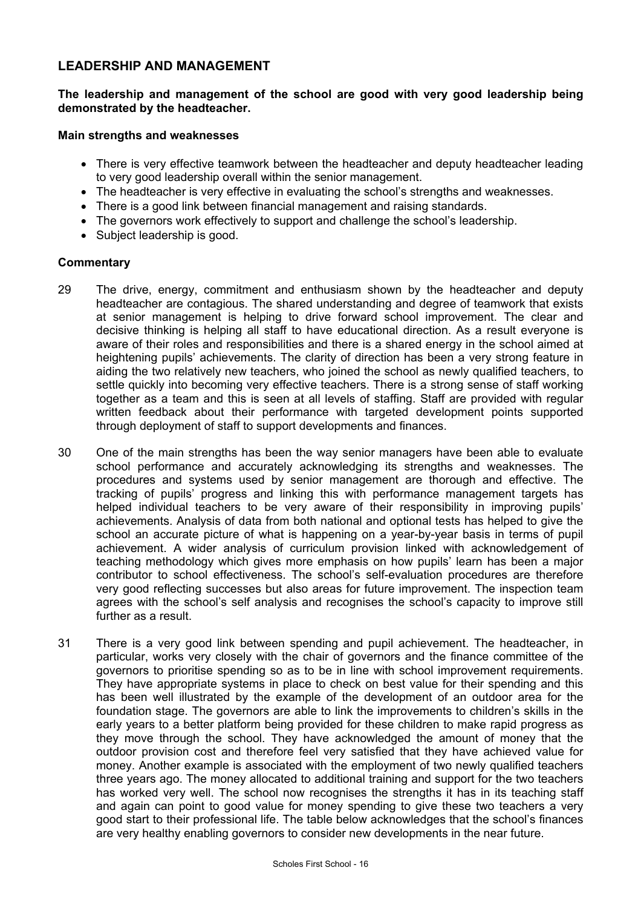## LEADERSHIP AND MANAGEMENT

**The leadership and management of the school are good with very good leadership being demonstrated by the headteacher.**

**Main strengths and weaknesses**

- There is very effective teamwork between the headteacher and deputy headteacher leading to very good leadership overall within the senior management.
- The headteacher is very effective in evaluating the school's strengths and weaknesses.
- There is a good link between financial management and raising standards.
- The governors work effectively to support and challenge the school's leadership.
- Subject leadership is good.

**Commentary**

29 The drive, energy, commitment and enthusiasm shown by the headteacher and deputy headteacher are contagious. The shared understanding and degree of teamwork that exists at senior management is helping to drive forward school improvement. The clear and decisive thinking is helping all staff to have educational direction. As a result everyone is aware of their roles and responsibilities and there is a shared energy in the school aimed at heightening pupils' achievements. The clarity of direction has been a very strong feature in aiding the two relatively new teachers, who joined the school as newly qualified teachers, to settle quickly into becoming very effective teachers. There is a strong sense of staff working together as a team and this is seen at all levels of staffing. Staff are provided with regular written feedback about their performance with targeted development points supported through deployment of staff to support developments and finances.

30 One of the main strengths has been the way senior managers have been able to evaluate school performance and accurately acknowledging its strengths and weaknesses. The procedures and systems used by senior management are thorough and effective. The tracking of pupils' progress and linking this with performance management targets has helped individual teachers to be very aware of their responsibility in improving pupils' achievements. Analysis of data from both national and optional tests has helped to give the school an accurate picture of what is happening on a year-by-year basis in terms of pupil achievement. A wider analysis of curriculum provision linked with acknowledgement of teaching methodology which gives more emphasis on how pupils' learn has been a major contributor to school effectiveness. The school's self-evaluation procedures are therefore very good reflecting successes but also areas for future improvement. The inspection team agrees with the school's self analysis and recognises the school's capacity to improve still further as a result.

31 There is a very good link between spending and pupil achievement. The headteacher, in particular, works very closely with the chair of governors and the finance committee of the governors to prioritise spending so as to be in line with school improvement requirements. They have appropriate systems in place to check on best value for their spending and this has been well illustrated by the example of the development of an outdoor area for the foundation stage. The governors are able to link the improvements to children's skills in the early years to a better platform being provided for these children to make rapid progress as they move through the school. They have acknowledged the amount of money that the outdoor provision cost and therefore feel very satisfied that they have achieved value for money. Another example is associated with the employment of two newly qualified teachers three years ago. The money allocated to additional training and support for the two teachers has worked very well. The school now recognises the strengths it has in its teaching staff and again can point to good value for money spending to give these two teachers a very good start to their professional life. The table below acknowledges that the school's finances are very healthy enabling governors to consider new developments in the near future.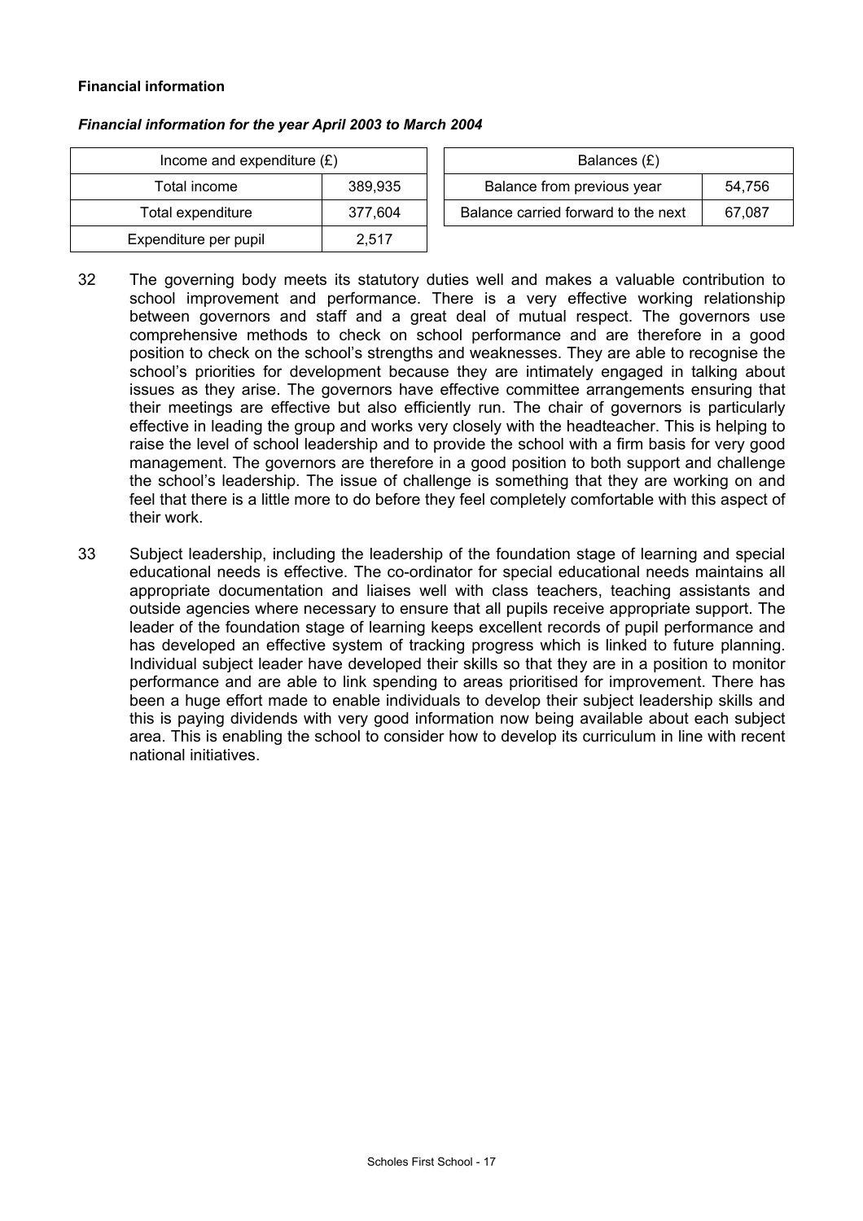**Financial information**

***Financial information for the year April 2003 to March 2004***

| Income and expenditure (£) | |
|---|---|
| Total income | 389,935 |
| Total expenditure | 377,604 |
| Expenditure per pupil | 2,517 |

| Balances (£) | |
|---|---|
| Balance from previous year | 54,756 |
| Balance carried forward to the next | 67,087 |

32 The governing body meets its statutory duties well and makes a valuable contribution to school improvement and performance. There is a very effective working relationship between governors and staff and a great deal of mutual respect. The governors use comprehensive methods to check on school performance and are therefore in a good position to check on the school's strengths and weaknesses. They are able to recognise the school's priorities for development because they are intimately engaged in talking about issues as they arise. The governors have effective committee arrangements ensuring that their meetings are effective but also efficiently run. The chair of governors is particularly effective in leading the group and works very closely with the headteacher. This is helping to raise the level of school leadership and to provide the school with a firm basis for very good management. The governors are therefore in a good position to both support and challenge the school's leadership. The issue of challenge is something that they are working on and feel that there is a little more to do before they feel completely comfortable with this aspect of their work.

33 Subject leadership, including the leadership of the foundation stage of learning and special educational needs is effective. The co-ordinator for special educational needs maintains all appropriate documentation and liaises well with class teachers, teaching assistants and outside agencies where necessary to ensure that all pupils receive appropriate support. The leader of the foundation stage of learning keeps excellent records of pupil performance and has developed an effective system of tracking progress which is linked to future planning. Individual subject leader have developed their skills so that they are in a position to monitor performance and are able to link spending to areas prioritised for improvement. There has been a huge effort made to enable individuals to develop their subject leadership skills and this is paying dividends with very good information now being available about each subject area. This is enabling the school to consider how to develop its curriculum in line with recent national initiatives.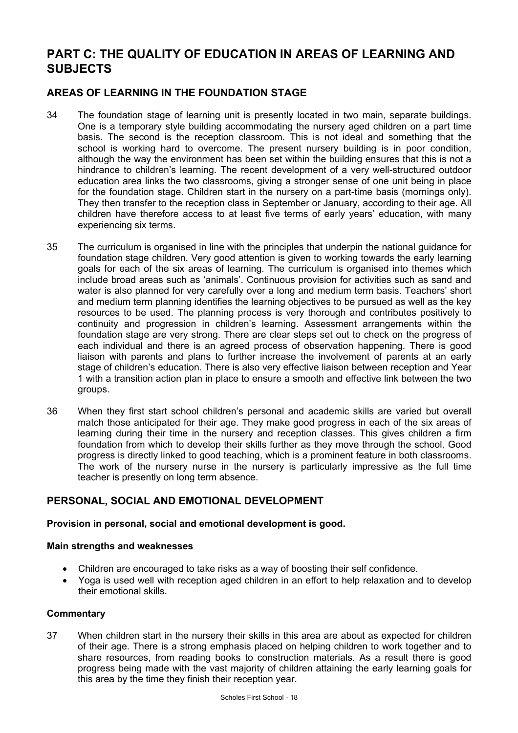# PART C: THE QUALITY OF EDUCATION IN AREAS OF LEARNING AND SUBJECTS

## AREAS OF LEARNING IN THE FOUNDATION STAGE

34 The foundation stage of learning unit is presently located in two main, separate buildings. One is a temporary style building accommodating the nursery aged children on a part time basis. The second is the reception classroom. This is not ideal and something that the school is working hard to overcome. The present nursery building is in poor condition, although the way the environment has been set within the building ensures that this is not a hindrance to children's learning. The recent development of a very well-structured outdoor education area links the two classrooms, giving a stronger sense of one unit being in place for the foundation stage. Children start in the nursery on a part-time basis (mornings only). They then transfer to the reception class in September or January, according to their age. All children have therefore access to at least five terms of early years' education, with many experiencing six terms.

35 The curriculum is organised in line with the principles that underpin the national guidance for foundation stage children. Very good attention is given to working towards the early learning goals for each of the six areas of learning. The curriculum is organised into themes which include broad areas such as 'animals'. Continuous provision for activities such as sand and water is also planned for very carefully over a long and medium term basis. Teachers' short and medium term planning identifies the learning objectives to be pursued as well as the key resources to be used. The planning process is very thorough and contributes positively to continuity and progression in children's learning. Assessment arrangements within the foundation stage are very strong. There are clear steps set out to check on the progress of each individual and there is an agreed process of observation happening. There is good liaison with parents and plans to further increase the involvement of parents at an early stage of children's education. There is also very effective liaison between reception and Year 1 with a transition action plan in place to ensure a smooth and effective link between the two groups.

36 When they first start school children's personal and academic skills are varied but overall match those anticipated for their age. They make good progress in each of the six areas of learning during their time in the nursery and reception classes. This gives children a firm foundation from which to develop their skills further as they move through the school. Good progress is directly linked to good teaching, which is a prominent feature in both classrooms. The work of the nursery nurse in the nursery is particularly impressive as the full time teacher is presently on long term absence.

## PERSONAL, SOCIAL AND EMOTIONAL DEVELOPMENT

**Provision in personal, social and emotional development is good.**

### Main strengths and weaknesses

- Children are encouraged to take risks as a way of boosting their self confidence.
- Yoga is used well with reception aged children in an effort to help relaxation and to develop their emotional skills.

### Commentary

37 When children start in the nursery their skills in this area are about as expected for children of their age. There is a strong emphasis placed on helping children to work together and to share resources, from reading books to construction materials. As a result there is good progress being made with the vast majority of children attaining the early learning goals for this area by the time they finish their reception year.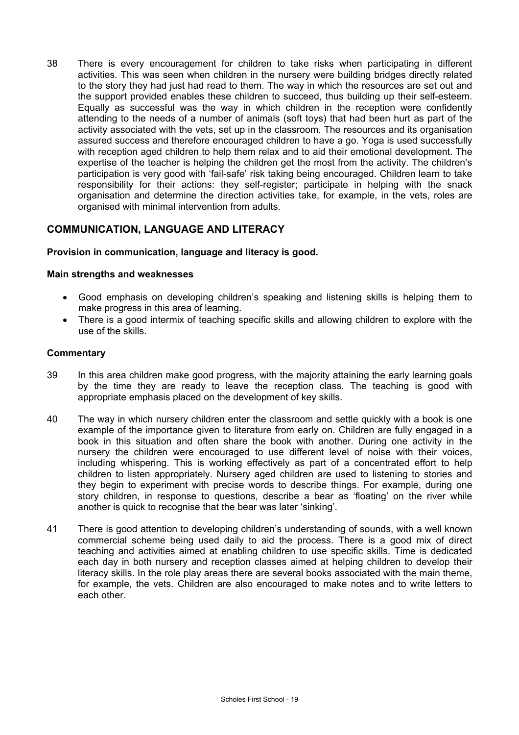38 There is every encouragement for children to take risks when participating in different activities. This was seen when children in the nursery were building bridges directly related to the story they had just had read to them. The way in which the resources are set out and the support provided enables these children to succeed, thus building up their self-esteem. Equally as successful was the way in which children in the reception were confidently attending to the needs of a number of animals (soft toys) that had been hurt as part of the activity associated with the vets, set up in the classroom. The resources and its organisation assured success and therefore encouraged children to have a go. Yoga is used successfully with reception aged children to help them relax and to aid their emotional development. The expertise of the teacher is helping the children get the most from the activity. The children's participation is very good with 'fail-safe' risk taking being encouraged. Children learn to take responsibility for their actions: they self-register; participate in helping with the snack organisation and determine the direction activities take, for example, in the vets, roles are organised with minimal intervention from adults.

## COMMUNICATION, LANGUAGE AND LITERACY

**Provision in communication, language and literacy is good.**

**Main strengths and weaknesses**

- Good emphasis on developing children's speaking and listening skills is helping them to make progress in this area of learning.
- There is a good intermix of teaching specific skills and allowing children to explore with the use of the skills.

**Commentary**

39 In this area children make good progress, with the majority attaining the early learning goals by the time they are ready to leave the reception class. The teaching is good with appropriate emphasis placed on the development of key skills.

40 The way in which nursery children enter the classroom and settle quickly with a book is one example of the importance given to literature from early on. Children are fully engaged in a book in this situation and often share the book with another. During one activity in the nursery the children were encouraged to use different level of noise with their voices, including whispering. This is working effectively as part of a concentrated effort to help children to listen appropriately. Nursery aged children are used to listening to stories and they begin to experiment with precise words to describe things. For example, during one story children, in response to questions, describe a bear as 'floating' on the river while another is quick to recognise that the bear was later 'sinking'.

41 There is good attention to developing children's understanding of sounds, with a well known commercial scheme being used daily to aid the process. There is a good mix of direct teaching and activities aimed at enabling children to use specific skills. Time is dedicated each day in both nursery and reception classes aimed at helping children to develop their literacy skills. In the role play areas there are several books associated with the main theme, for example, the vets. Children are also encouraged to make notes and to write letters to each other.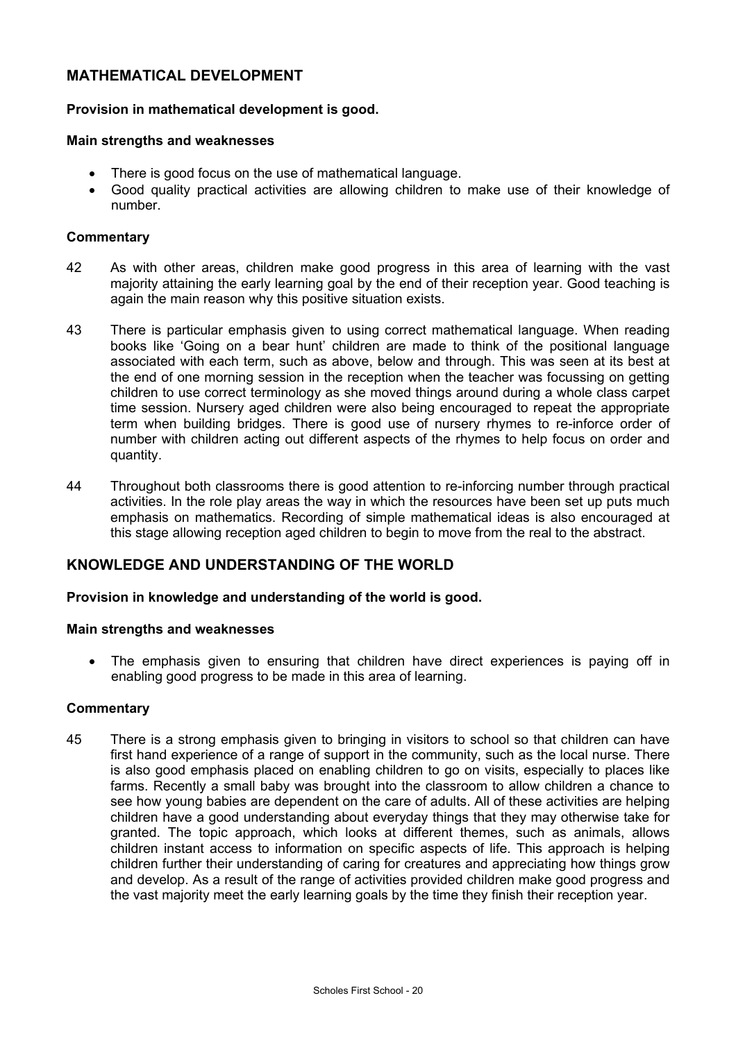## MATHEMATICAL DEVELOPMENT

**Provision in mathematical development is good.**

**Main strengths and weaknesses**

- There is good focus on the use of mathematical language.
- Good quality practical activities are allowing children to make use of their knowledge of number.

**Commentary**

42 As with other areas, children make good progress in this area of learning with the vast majority attaining the early learning goal by the end of their reception year. Good teaching is again the main reason why this positive situation exists.

43 There is particular emphasis given to using correct mathematical language. When reading books like 'Going on a bear hunt' children are made to think of the positional language associated with each term, such as above, below and through. This was seen at its best at the end of one morning session in the reception when the teacher was focussing on getting children to use correct terminology as she moved things around during a whole class carpet time session. Nursery aged children were also being encouraged to repeat the appropriate term when building bridges. There is good use of nursery rhymes to re-inforce order of number with children acting out different aspects of the rhymes to help focus on order and quantity.

44 Throughout both classrooms there is good attention to re-inforcing number through practical activities. In the role play areas the way in which the resources have been set up puts much emphasis on mathematics. Recording of simple mathematical ideas is also encouraged at this stage allowing reception aged children to begin to move from the real to the abstract.

## KNOWLEDGE AND UNDERSTANDING OF THE WORLD

**Provision in knowledge and understanding of the world is good.**

**Main strengths and weaknesses**

- The emphasis given to ensuring that children have direct experiences is paying off in enabling good progress to be made in this area of learning.

**Commentary**

45 There is a strong emphasis given to bringing in visitors to school so that children can have first hand experience of a range of support in the community, such as the local nurse. There is also good emphasis placed on enabling children to go on visits, especially to places like farms. Recently a small baby was brought into the classroom to allow children a chance to see how young babies are dependent on the care of adults. All of these activities are helping children have a good understanding about everyday things that they may otherwise take for granted. The topic approach, which looks at different themes, such as animals, allows children instant access to information on specific aspects of life. This approach is helping children further their understanding of caring for creatures and appreciating how things grow and develop. As a result of the range of activities provided children make good progress and the vast majority meet the early learning goals by the time they finish their reception year.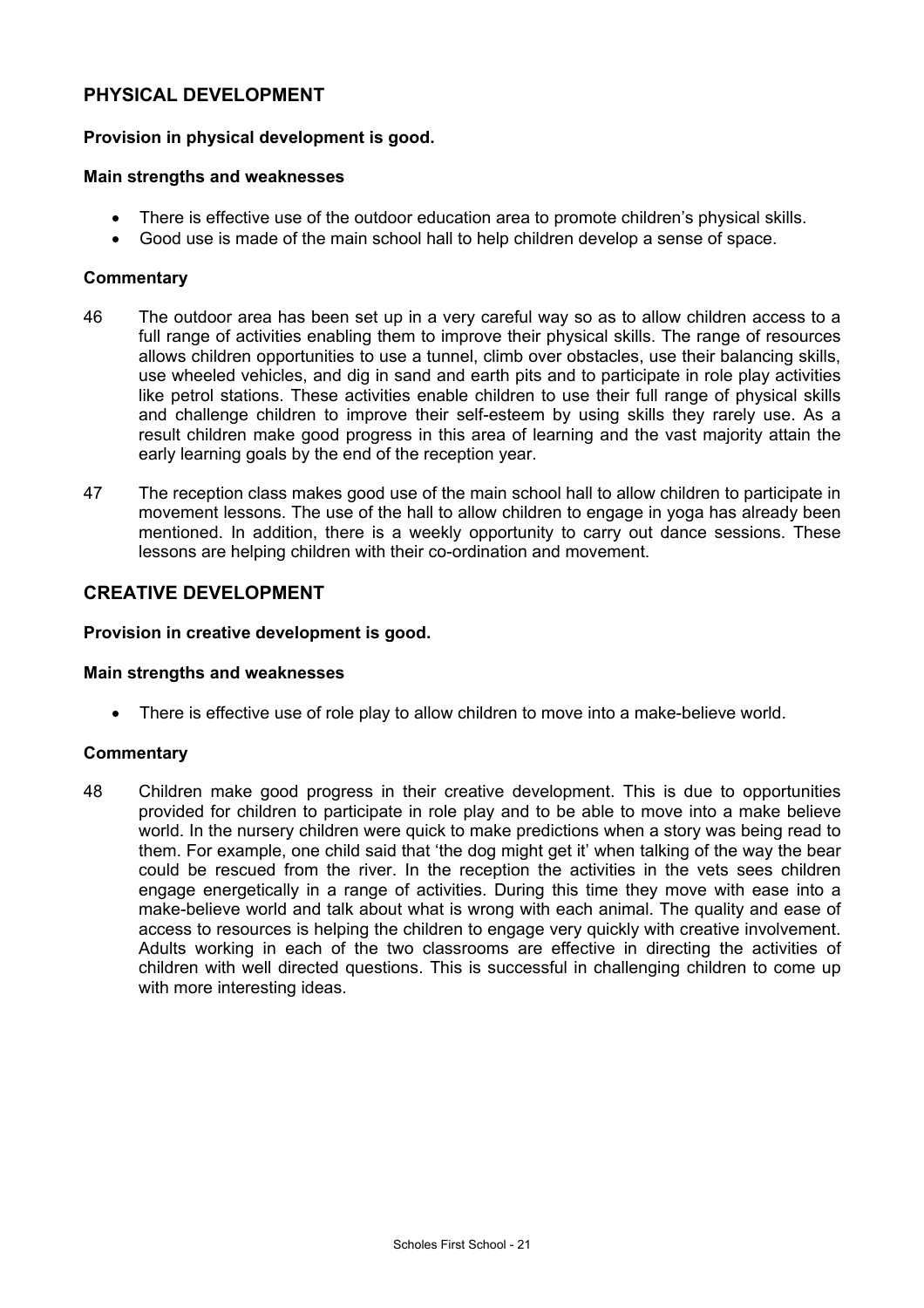## PHYSICAL DEVELOPMENT

**Provision in physical development is good.**

**Main strengths and weaknesses**

- There is effective use of the outdoor education area to promote children's physical skills.
- Good use is made of the main school hall to help children develop a sense of space.

**Commentary**

46 The outdoor area has been set up in a very careful way so as to allow children access to a full range of activities enabling them to improve their physical skills. The range of resources allows children opportunities to use a tunnel, climb over obstacles, use their balancing skills, use wheeled vehicles, and dig in sand and earth pits and to participate in role play activities like petrol stations. These activities enable children to use their full range of physical skills and challenge children to improve their self-esteem by using skills they rarely use. As a result children make good progress in this area of learning and the vast majority attain the early learning goals by the end of the reception year.

47 The reception class makes good use of the main school hall to allow children to participate in movement lessons. The use of the hall to allow children to engage in yoga has already been mentioned. In addition, there is a weekly opportunity to carry out dance sessions. These lessons are helping children with their co-ordination and movement.

## CREATIVE DEVELOPMENT

**Provision in creative development is good.**

**Main strengths and weaknesses**

- There is effective use of role play to allow children to move into a make-believe world.

**Commentary**

48 Children make good progress in their creative development. This is due to opportunities provided for children to participate in role play and to be able to move into a make believe world. In the nursery children were quick to make predictions when a story was being read to them. For example, one child said that 'the dog might get it' when talking of the way the bear could be rescued from the river. In the reception the activities in the vets sees children engage energetically in a range of activities. During this time they move with ease into a make-believe world and talk about what is wrong with each animal. The quality and ease of access to resources is helping the children to engage very quickly with creative involvement. Adults working in each of the two classrooms are effective in directing the activities of children with well directed questions. This is successful in challenging children to come up with more interesting ideas.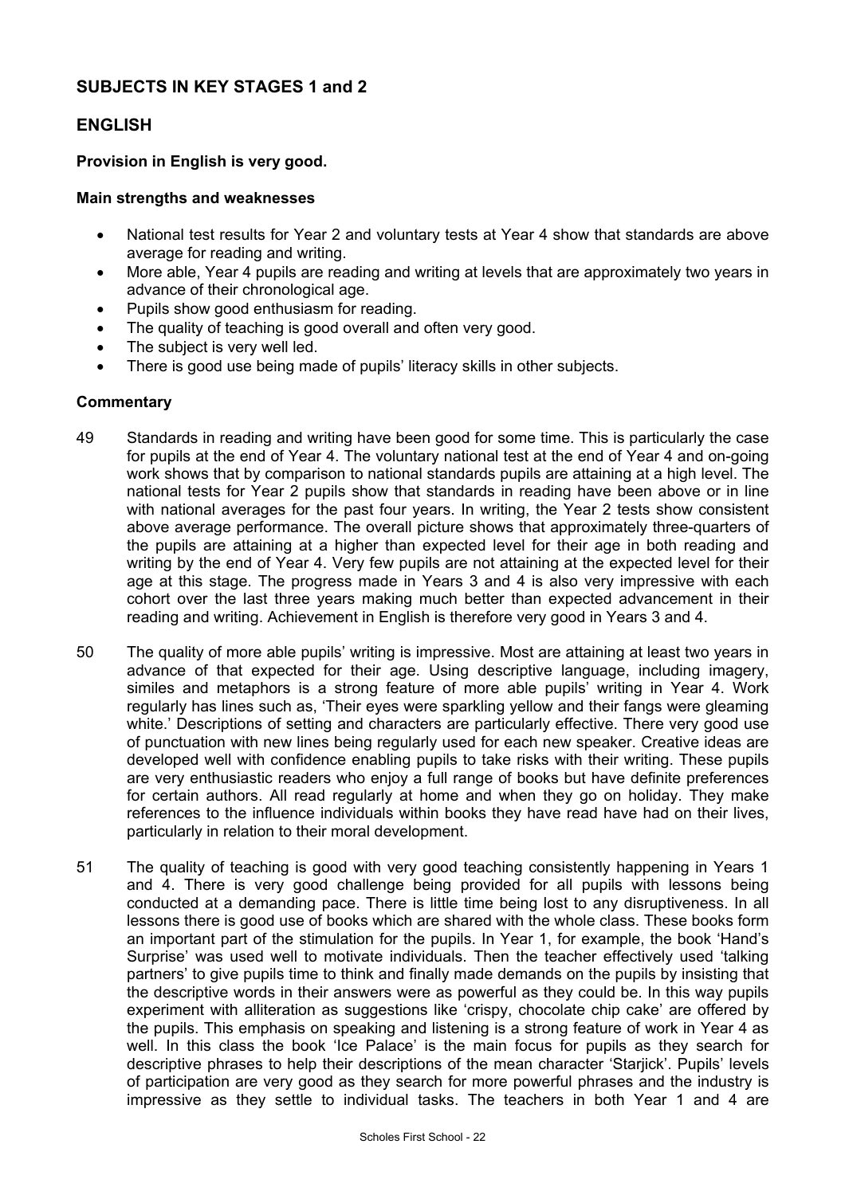## SUBJECTS IN KEY STAGES 1 and 2

## ENGLISH

**Provision in English is very good.**

**Main strengths and weaknesses**

- National test results for Year 2 and voluntary tests at Year 4 show that standards are above average for reading and writing.
- More able, Year 4 pupils are reading and writing at levels that are approximately two years in advance of their chronological age.
- Pupils show good enthusiasm for reading.
- The quality of teaching is good overall and often very good.
- The subject is very well led.
- There is good use being made of pupils' literacy skills in other subjects.

**Commentary**

49 Standards in reading and writing have been good for some time. This is particularly the case for pupils at the end of Year 4. The voluntary national test at the end of Year 4 and on-going work shows that by comparison to national standards pupils are attaining at a high level. The national tests for Year 2 pupils show that standards in reading have been above or in line with national averages for the past four years. In writing, the Year 2 tests show consistent above average performance. The overall picture shows that approximately three-quarters of the pupils are attaining at a higher than expected level for their age in both reading and writing by the end of Year 4. Very few pupils are not attaining at the expected level for their age at this stage. The progress made in Years 3 and 4 is also very impressive with each cohort over the last three years making much better than expected advancement in their reading and writing. Achievement in English is therefore very good in Years 3 and 4.

50 The quality of more able pupils' writing is impressive. Most are attaining at least two years in advance of that expected for their age. Using descriptive language, including imagery, similes and metaphors is a strong feature of more able pupils' writing in Year 4. Work regularly has lines such as, 'Their eyes were sparkling yellow and their fangs were gleaming white.' Descriptions of setting and characters are particularly effective. There very good use of punctuation with new lines being regularly used for each new speaker. Creative ideas are developed well with confidence enabling pupils to take risks with their writing. These pupils are very enthusiastic readers who enjoy a full range of books but have definite preferences for certain authors. All read regularly at home and when they go on holiday. They make references to the influence individuals within books they have read have had on their lives, particularly in relation to their moral development.

51 The quality of teaching is good with very good teaching consistently happening in Years 1 and 4. There is very good challenge being provided for all pupils with lessons being conducted at a demanding pace. There is little time being lost to any disruptiveness. In all lessons there is good use of books which are shared with the whole class. These books form an important part of the stimulation for the pupils. In Year 1, for example, the book 'Hand's Surprise' was used well to motivate individuals. Then the teacher effectively used 'talking partners' to give pupils time to think and finally made demands on the pupils by insisting that the descriptive words in their answers were as powerful as they could be. In this way pupils experiment with alliteration as suggestions like 'crispy, chocolate chip cake' are offered by the pupils. This emphasis on speaking and listening is a strong feature of work in Year 4 as well. In this class the book 'Ice Palace' is the main focus for pupils as they search for descriptive phrases to help their descriptions of the mean character 'Starjick'. Pupils' levels of participation are very good as they search for more powerful phrases and the industry is impressive as they settle to individual tasks. The teachers in both Year 1 and 4 are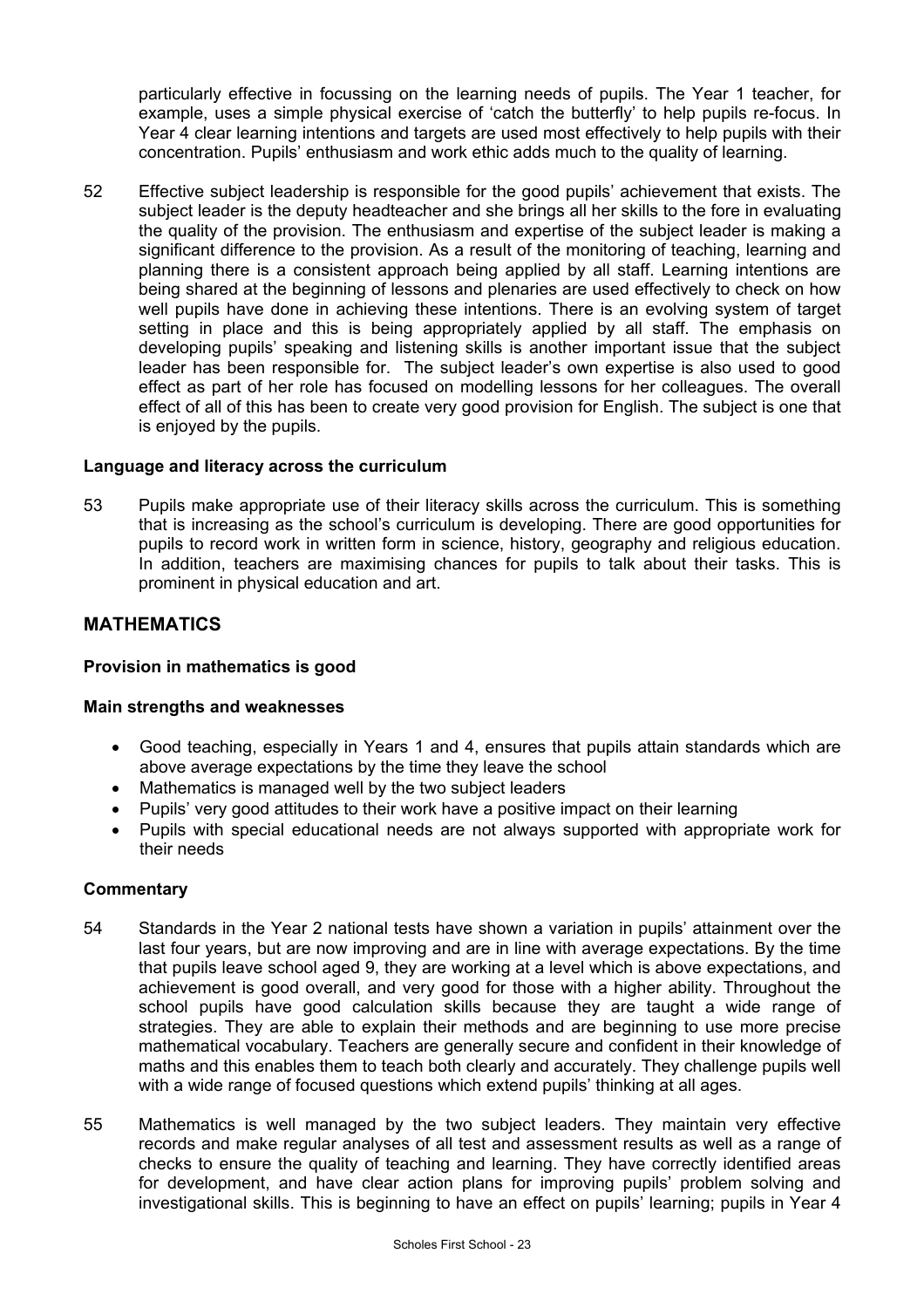particularly effective in focussing on the learning needs of pupils. The Year 1 teacher, for example, uses a simple physical exercise of 'catch the butterfly' to help pupils re-focus. In Year 4 clear learning intentions and targets are used most effectively to help pupils with their concentration. Pupils' enthusiasm and work ethic adds much to the quality of learning.

52 Effective subject leadership is responsible for the good pupils' achievement that exists. The subject leader is the deputy headteacher and she brings all her skills to the fore in evaluating the quality of the provision. The enthusiasm and expertise of the subject leader is making a significant difference to the provision. As a result of the monitoring of teaching, learning and planning there is a consistent approach being applied by all staff. Learning intentions are being shared at the beginning of lessons and plenaries are used effectively to check on how well pupils have done in achieving these intentions. There is an evolving system of target setting in place and this is being appropriately applied by all staff. The emphasis on developing pupils' speaking and listening skills is another important issue that the subject leader has been responsible for. The subject leader's own expertise is also used to good effect as part of her role has focused on modelling lessons for her colleagues. The overall effect of all of this has been to create very good provision for English. The subject is one that is enjoyed by the pupils.

**Language and literacy across the curriculum**

53 Pupils make appropriate use of their literacy skills across the curriculum. This is something that is increasing as the school's curriculum is developing. There are good opportunities for pupils to record work in written form in science, history, geography and religious education. In addition, teachers are maximising chances for pupils to talk about their tasks. This is prominent in physical education and art.

## MATHEMATICS

**Provision in mathematics is good**

**Main strengths and weaknesses**

- Good teaching, especially in Years 1 and 4, ensures that pupils attain standards which are above average expectations by the time they leave the school
- Mathematics is managed well by the two subject leaders
- Pupils' very good attitudes to their work have a positive impact on their learning
- Pupils with special educational needs are not always supported with appropriate work for their needs

**Commentary**

54 Standards in the Year 2 national tests have shown a variation in pupils' attainment over the last four years, but are now improving and are in line with average expectations. By the time that pupils leave school aged 9, they are working at a level which is above expectations, and achievement is good overall, and very good for those with a higher ability. Throughout the school pupils have good calculation skills because they are taught a wide range of strategies. They are able to explain their methods and are beginning to use more precise mathematical vocabulary. Teachers are generally secure and confident in their knowledge of maths and this enables them to teach both clearly and accurately. They challenge pupils well with a wide range of focused questions which extend pupils' thinking at all ages.

55 Mathematics is well managed by the two subject leaders. They maintain very effective records and make regular analyses of all test and assessment results as well as a range of checks to ensure the quality of teaching and learning. They have correctly identified areas for development, and have clear action plans for improving pupils' problem solving and investigational skills. This is beginning to have an effect on pupils' learning; pupils in Year 4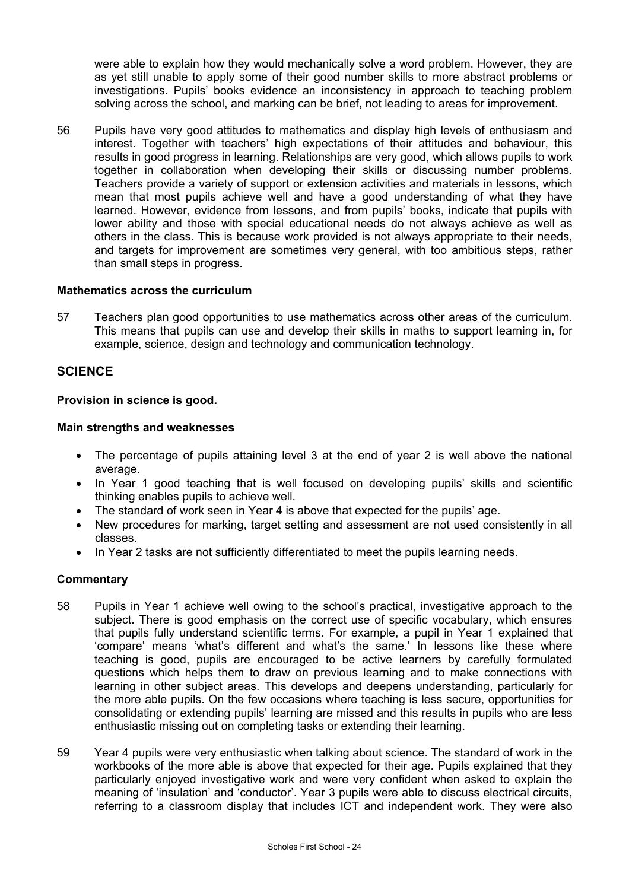were able to explain how they would mechanically solve a word problem. However, they are as yet still unable to apply some of their good number skills to more abstract problems or investigations. Pupils' books evidence an inconsistency in approach to teaching problem solving across the school, and marking can be brief, not leading to areas for improvement.

56 Pupils have very good attitudes to mathematics and display high levels of enthusiasm and interest. Together with teachers' high expectations of their attitudes and behaviour, this results in good progress in learning. Relationships are very good, which allows pupils to work together in collaboration when developing their skills or discussing number problems. Teachers provide a variety of support or extension activities and materials in lessons, which mean that most pupils achieve well and have a good understanding of what they have learned. However, evidence from lessons, and from pupils' books, indicate that pupils with lower ability and those with special educational needs do not always achieve as well as others in the class. This is because work provided is not always appropriate to their needs, and targets for improvement are sometimes very general, with too ambitious steps, rather than small steps in progress.

**Mathematics across the curriculum**

57 Teachers plan good opportunities to use mathematics across other areas of the curriculum. This means that pupils can use and develop their skills in maths to support learning in, for example, science, design and technology and communication technology.

## SCIENCE

**Provision in science is good.**

**Main strengths and weaknesses**

- The percentage of pupils attaining level 3 at the end of year 2 is well above the national average.
- In Year 1 good teaching that is well focused on developing pupils' skills and scientific thinking enables pupils to achieve well.
- The standard of work seen in Year 4 is above that expected for the pupils' age.
- New procedures for marking, target setting and assessment are not used consistently in all classes.
- In Year 2 tasks are not sufficiently differentiated to meet the pupils learning needs.

**Commentary**

58 Pupils in Year 1 achieve well owing to the school's practical, investigative approach to the subject. There is good emphasis on the correct use of specific vocabulary, which ensures that pupils fully understand scientific terms. For example, a pupil in Year 1 explained that 'compare' means 'what's different and what's the same.' In lessons like these where teaching is good, pupils are encouraged to be active learners by carefully formulated questions which helps them to draw on previous learning and to make connections with learning in other subject areas. This develops and deepens understanding, particularly for the more able pupils. On the few occasions where teaching is less secure, opportunities for consolidating or extending pupils' learning are missed and this results in pupils who are less enthusiastic missing out on completing tasks or extending their learning.

59 Year 4 pupils were very enthusiastic when talking about science. The standard of work in the workbooks of the more able is above that expected for their age. Pupils explained that they particularly enjoyed investigative work and were very confident when asked to explain the meaning of 'insulation' and 'conductor'. Year 3 pupils were able to discuss electrical circuits, referring to a classroom display that includes ICT and independent work. They were also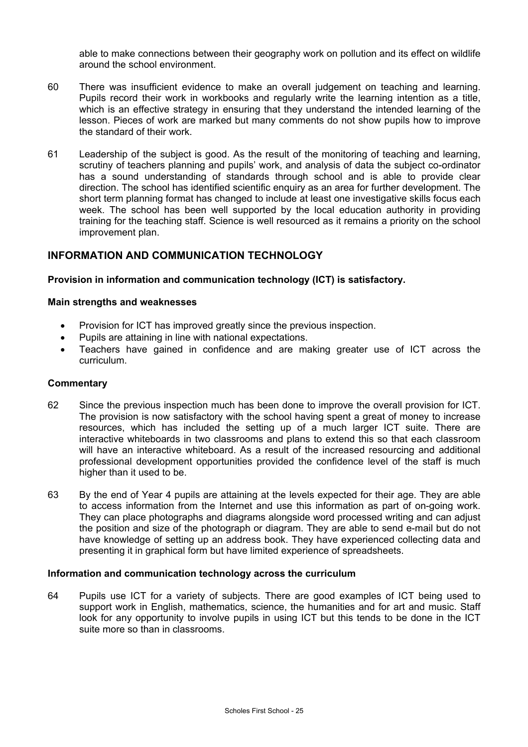able to make connections between their geography work on pollution and its effect on wildlife around the school environment.

60 There was insufficient evidence to make an overall judgement on teaching and learning. Pupils record their work in workbooks and regularly write the learning intention as a title, which is an effective strategy in ensuring that they understand the intended learning of the lesson. Pieces of work are marked but many comments do not show pupils how to improve the standard of their work.

61 Leadership of the subject is good. As the result of the monitoring of teaching and learning, scrutiny of teachers planning and pupils' work, and analysis of data the subject co-ordinator has a sound understanding of standards through school and is able to provide clear direction. The school has identified scientific enquiry as an area for further development. The short term planning format has changed to include at least one investigative skills focus each week. The school has been well supported by the local education authority in providing training for the teaching staff. Science is well resourced as it remains a priority on the school improvement plan.

## INFORMATION AND COMMUNICATION TECHNOLOGY

**Provision in information and communication technology (ICT) is satisfactory.**

**Main strengths and weaknesses**

- Provision for ICT has improved greatly since the previous inspection.
- Pupils are attaining in line with national expectations.
- Teachers have gained in confidence and are making greater use of ICT across the curriculum.

**Commentary**

62 Since the previous inspection much has been done to improve the overall provision for ICT. The provision is now satisfactory with the school having spent a great of money to increase resources, which has included the setting up of a much larger ICT suite. There are interactive whiteboards in two classrooms and plans to extend this so that each classroom will have an interactive whiteboard. As a result of the increased resourcing and additional professional development opportunities provided the confidence level of the staff is much higher than it used to be.

63 By the end of Year 4 pupils are attaining at the levels expected for their age. They are able to access information from the Internet and use this information as part of on-going work. They can place photographs and diagrams alongside word processed writing and can adjust the position and size of the photograph or diagram. They are able to send e-mail but do not have knowledge of setting up an address book. They have experienced collecting data and presenting it in graphical form but have limited experience of spreadsheets.

**Information and communication technology across the curriculum**

64 Pupils use ICT for a variety of subjects. There are good examples of ICT being used to support work in English, mathematics, science, the humanities and for art and music. Staff look for any opportunity to involve pupils in using ICT but this tends to be done in the ICT suite more so than in classrooms.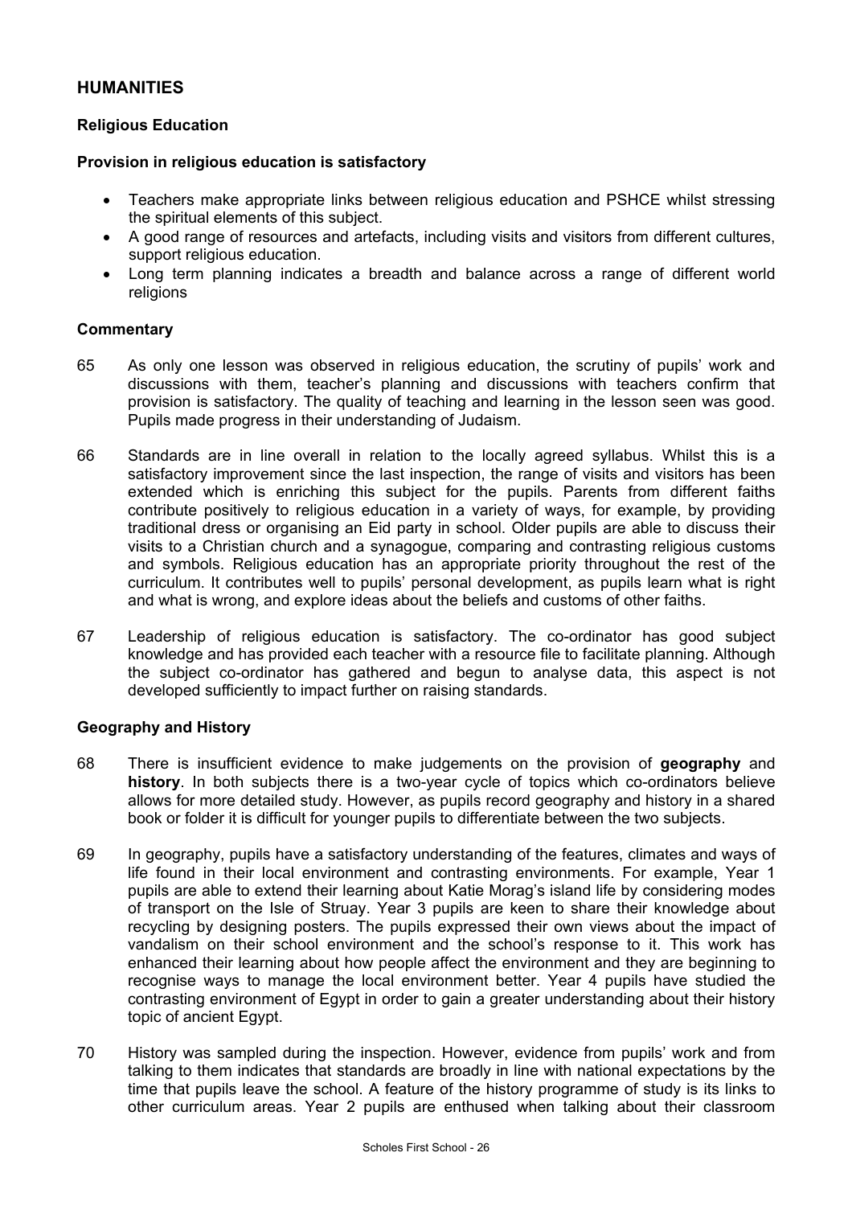## HUMANITIES

### Religious Education

**Provision in religious education is satisfactory**

- Teachers make appropriate links between religious education and PSHCE whilst stressing the spiritual elements of this subject.
- A good range of resources and artefacts, including visits and visitors from different cultures, support religious education.
- Long term planning indicates a breadth and balance across a range of different world religions

**Commentary**

65 As only one lesson was observed in religious education, the scrutiny of pupils' work and discussions with them, teacher's planning and discussions with teachers confirm that provision is satisfactory. The quality of teaching and learning in the lesson seen was good. Pupils made progress in their understanding of Judaism.

66 Standards are in line overall in relation to the locally agreed syllabus. Whilst this is a satisfactory improvement since the last inspection, the range of visits and visitors has been extended which is enriching this subject for the pupils. Parents from different faiths contribute positively to religious education in a variety of ways, for example, by providing traditional dress or organising an Eid party in school. Older pupils are able to discuss their visits to a Christian church and a synagogue, comparing and contrasting religious customs and symbols. Religious education has an appropriate priority throughout the rest of the curriculum. It contributes well to pupils' personal development, as pupils learn what is right and what is wrong, and explore ideas about the beliefs and customs of other faiths.

67 Leadership of religious education is satisfactory. The co-ordinator has good subject knowledge and has provided each teacher with a resource file to facilitate planning. Although the subject co-ordinator has gathered and begun to analyse data, this aspect is not developed sufficiently to impact further on raising standards.

### Geography and History

68 There is insufficient evidence to make judgements on the provision of **geography** and **history**. In both subjects there is a two-year cycle of topics which co-ordinators believe allows for more detailed study. However, as pupils record geography and history in a shared book or folder it is difficult for younger pupils to differentiate between the two subjects.

69 In geography, pupils have a satisfactory understanding of the features, climates and ways of life found in their local environment and contrasting environments. For example, Year 1 pupils are able to extend their learning about Katie Morag's island life by considering modes of transport on the Isle of Struay. Year 3 pupils are keen to share their knowledge about recycling by designing posters. The pupils expressed their own views about the impact of vandalism on their school environment and the school's response to it. This work has enhanced their learning about how people affect the environment and they are beginning to recognise ways to manage the local environment better. Year 4 pupils have studied the contrasting environment of Egypt in order to gain a greater understanding about their history topic of ancient Egypt.

70 History was sampled during the inspection. However, evidence from pupils' work and from talking to them indicates that standards are broadly in line with national expectations by the time that pupils leave the school. A feature of the history programme of study is its links to other curriculum areas. Year 2 pupils are enthused when talking about their classroom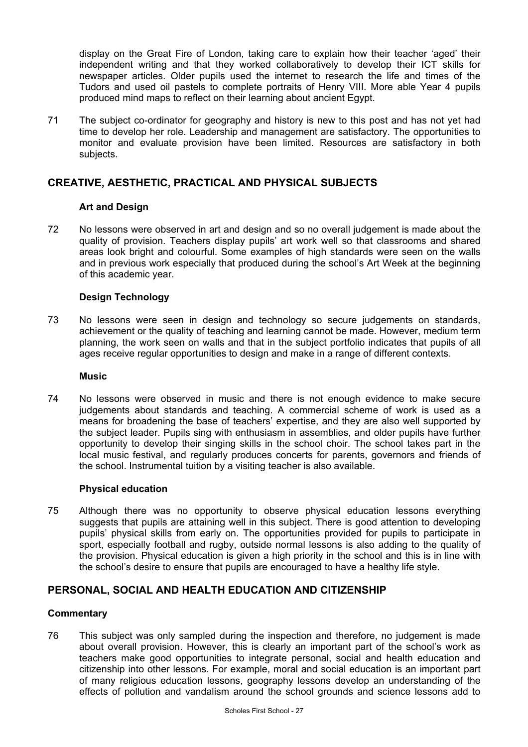display on the Great Fire of London, taking care to explain how their teacher 'aged' their independent writing and that they worked collaboratively to develop their ICT skills for newspaper articles. Older pupils used the internet to research the life and times of the Tudors and used oil pastels to complete portraits of Henry VIII. More able Year 4 pupils produced mind maps to reflect on their learning about ancient Egypt.

71 The subject co-ordinator for geography and history is new to this post and has not yet had time to develop her role. Leadership and management are satisfactory. The opportunities to monitor and evaluate provision have been limited. Resources are satisfactory in both subjects.

## CREATIVE, AESTHETIC, PRACTICAL AND PHYSICAL SUBJECTS

### Art and Design

72 No lessons were observed in art and design and so no overall judgement is made about the quality of provision. Teachers display pupils' art work well so that classrooms and shared areas look bright and colourful. Some examples of high standards were seen on the walls and in previous work especially that produced during the school's Art Week at the beginning of this academic year.

### Design Technology

73 No lessons were seen in design and technology so secure judgements on standards, achievement or the quality of teaching and learning cannot be made. However, medium term planning, the work seen on walls and that in the subject portfolio indicates that pupils of all ages receive regular opportunities to design and make in a range of different contexts.

### Music

74 No lessons were observed in music and there is not enough evidence to make secure judgements about standards and teaching. A commercial scheme of work is used as a means for broadening the base of teachers' expertise, and they are also well supported by the subject leader. Pupils sing with enthusiasm in assemblies, and older pupils have further opportunity to develop their singing skills in the school choir. The school takes part in the local music festival, and regularly produces concerts for parents, governors and friends of the school. Instrumental tuition by a visiting teacher is also available.

### Physical education

75 Although there was no opportunity to observe physical education lessons everything suggests that pupils are attaining well in this subject. There is good attention to developing pupils' physical skills from early on. The opportunities provided for pupils to participate in sport, especially football and rugby, outside normal lessons is also adding to the quality of the provision. Physical education is given a high priority in the school and this is in line with the school's desire to ensure that pupils are encouraged to have a healthy life style.

## PERSONAL, SOCIAL AND HEALTH EDUCATION AND CITIZENSHIP

### Commentary

76 This subject was only sampled during the inspection and therefore, no judgement is made about overall provision. However, this is clearly an important part of the school's work as teachers make good opportunities to integrate personal, social and health education and citizenship into other lessons. For example, moral and social education is an important part of many religious education lessons, geography lessons develop an understanding of the effects of pollution and vandalism around the school grounds and science lessons add to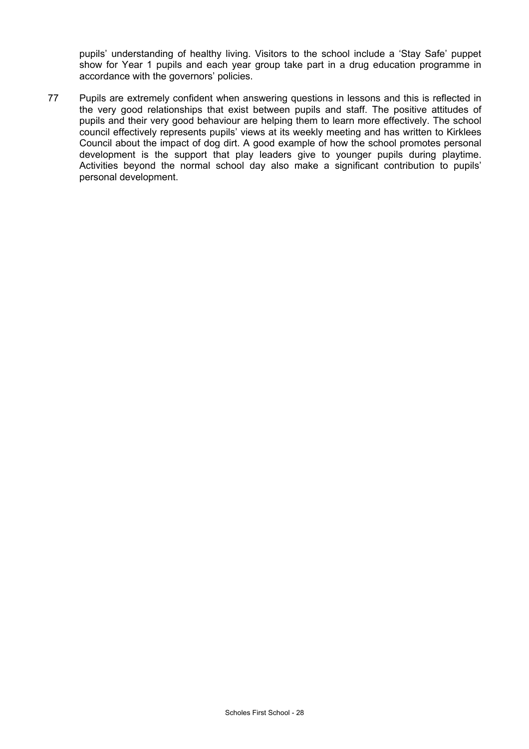pupils' understanding of healthy living. Visitors to the school include a 'Stay Safe' puppet show for Year 1 pupils and each year group take part in a drug education programme in accordance with the governors' policies.

77 Pupils are extremely confident when answering questions in lessons and this is reflected in the very good relationships that exist between pupils and staff. The positive attitudes of pupils and their very good behaviour are helping them to learn more effectively. The school council effectively represents pupils' views at its weekly meeting and has written to Kirklees Council about the impact of dog dirt. A good example of how the school promotes personal development is the support that play leaders give to younger pupils during playtime. Activities beyond the normal school day also make a significant contribution to pupils' personal development.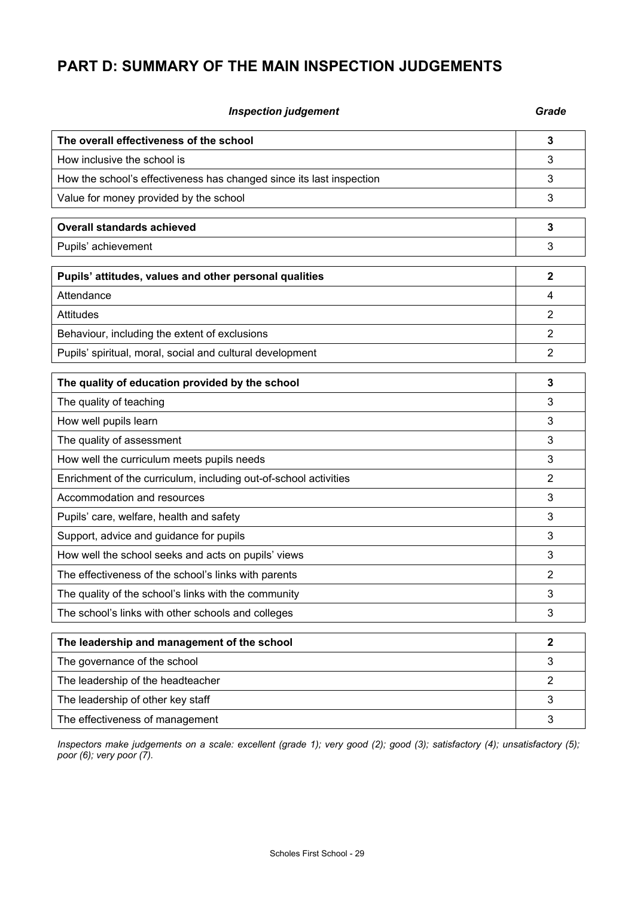# PART D: SUMMARY OF THE MAIN INSPECTION JUDGEMENTS

| *Inspection judgement* | *Grade* |
|---|---|
| **The overall effectiveness of the school** | **3** |
| How inclusive the school is | 3 |
| How the school's effectiveness has changed since its last inspection | 3 |
| Value for money provided by the school | 3 |
| **Overall standards achieved** | **3** |
| Pupils' achievement | 3 |
| **Pupils' attitudes, values and other personal qualities** | **2** |
| Attendance | 4 |
| Attitudes | 2 |
| Behaviour, including the extent of exclusions | 2 |
| Pupils' spiritual, moral, social and cultural development | 2 |
| **The quality of education provided by the school** | **3** |
| The quality of teaching | 3 |
| How well pupils learn | 3 |
| The quality of assessment | 3 |
| How well the curriculum meets pupils needs | 3 |
| Enrichment of the curriculum, including out-of-school activities | 2 |
| Accommodation and resources | 3 |
| Pupils' care, welfare, health and safety | 3 |
| Support, advice and guidance for pupils | 3 |
| How well the school seeks and acts on pupils' views | 3 |
| The effectiveness of the school's links with parents | 2 |
| The quality of the school's links with the community | 3 |
| The school's links with other schools and colleges | 3 |
| **The leadership and management of the school** | **2** |
| The governance of the school | 3 |
| The leadership of the headteacher | 2 |
| The leadership of other key staff | 3 |
| The effectiveness of management | 3 |

*Inspectors make judgements on a scale: excellent (grade 1); very good (2); good (3); satisfactory (4); unsatisfactory (5); poor (6); very poor (7).*